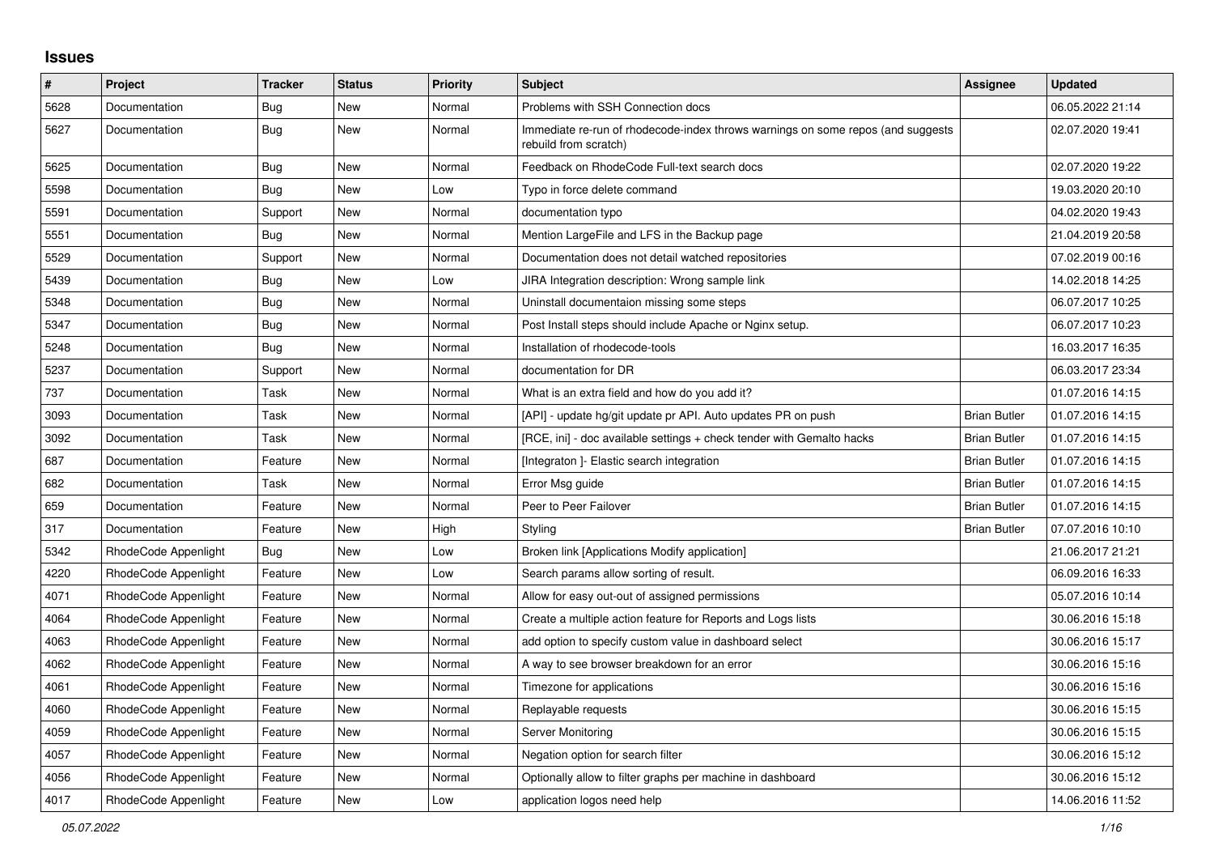## Issues

| # | Project | Tracker | Status | Priority | Subject | Assignee | Updated |
|---|---|---|---|---|---|---|---|
| 5628 | Documentation | Bug | New | Normal | Problems with SSH Connection docs | | 06.05.2022 21:14 |
| 5627 | Documentation | Bug | New | Normal | Immediate re-run of rhodecode-index throws warnings on some repos (and suggests rebuild from scratch) | | 02.07.2020 19:41 |
| 5625 | Documentation | Bug | New | Normal | Feedback on RhodeCode Full-text search docs | | 02.07.2020 19:22 |
| 5598 | Documentation | Bug | New | Low | Typo in force delete command | | 19.03.2020 20:10 |
| 5591 | Documentation | Support | New | Normal | documentation typo | | 04.02.2020 19:43 |
| 5551 | Documentation | Bug | New | Normal | Mention LargeFile and LFS in the Backup page | | 21.04.2019 20:58 |
| 5529 | Documentation | Support | New | Normal | Documentation does not detail watched repositories | | 07.02.2019 00:16 |
| 5439 | Documentation | Bug | New | Low | JIRA Integration description: Wrong sample link | | 14.02.2018 14:25 |
| 5348 | Documentation | Bug | New | Normal | Uninstall documentaion missing some steps | | 06.07.2017 10:25 |
| 5347 | Documentation | Bug | New | Normal | Post Install steps should include Apache or Nginx setup. | | 06.07.2017 10:23 |
| 5248 | Documentation | Bug | New | Normal | Installation of rhodecode-tools | | 16.03.2017 16:35 |
| 5237 | Documentation | Support | New | Normal | documentation for DR | | 06.03.2017 23:34 |
| 737 | Documentation | Task | New | Normal | What is an extra field and how do you add it? | | 01.07.2016 14:15 |
| 3093 | Documentation | Task | New | Normal | [API] - update hg/git update pr API. Auto updates PR on push | Brian Butler | 01.07.2016 14:15 |
| 3092 | Documentation | Task | New | Normal | [RCE, ini] - doc available settings + check tender with Gemalto hacks | Brian Butler | 01.07.2016 14:15 |
| 687 | Documentation | Feature | New | Normal | [Integraton ]- Elastic search integration | Brian Butler | 01.07.2016 14:15 |
| 682 | Documentation | Task | New | Normal | Error Msg guide | Brian Butler | 01.07.2016 14:15 |
| 659 | Documentation | Feature | New | Normal | Peer to Peer Failover | Brian Butler | 01.07.2016 14:15 |
| 317 | Documentation | Feature | New | High | Styling | Brian Butler | 07.07.2016 10:10 |
| 5342 | RhodeCode Appenlight | Bug | New | Low | Broken link [Applications Modify application] | | 21.06.2017 21:21 |
| 4220 | RhodeCode Appenlight | Feature | New | Low | Search params allow sorting of result. | | 06.09.2016 16:33 |
| 4071 | RhodeCode Appenlight | Feature | New | Normal | Allow for easy out-out of assigned permissions | | 05.07.2016 10:14 |
| 4064 | RhodeCode Appenlight | Feature | New | Normal | Create a multiple action feature for Reports and Logs lists | | 30.06.2016 15:18 |
| 4063 | RhodeCode Appenlight | Feature | New | Normal | add option to specify custom value in dashboard select | | 30.06.2016 15:17 |
| 4062 | RhodeCode Appenlight | Feature | New | Normal | A way to see browser breakdown for an error | | 30.06.2016 15:16 |
| 4061 | RhodeCode Appenlight | Feature | New | Normal | Timezone for applications | | 30.06.2016 15:16 |
| 4060 | RhodeCode Appenlight | Feature | New | Normal | Replayable requests | | 30.06.2016 15:15 |
| 4059 | RhodeCode Appenlight | Feature | New | Normal | Server Monitoring | | 30.06.2016 15:15 |
| 4057 | RhodeCode Appenlight | Feature | New | Normal | Negation option for search filter | | 30.06.2016 15:12 |
| 4056 | RhodeCode Appenlight | Feature | New | Normal | Optionally allow to filter graphs per machine in dashboard | | 30.06.2016 15:12 |
| 4017 | RhodeCode Appenlight | Feature | New | Low | application logos need help | | 14.06.2016 11:52 |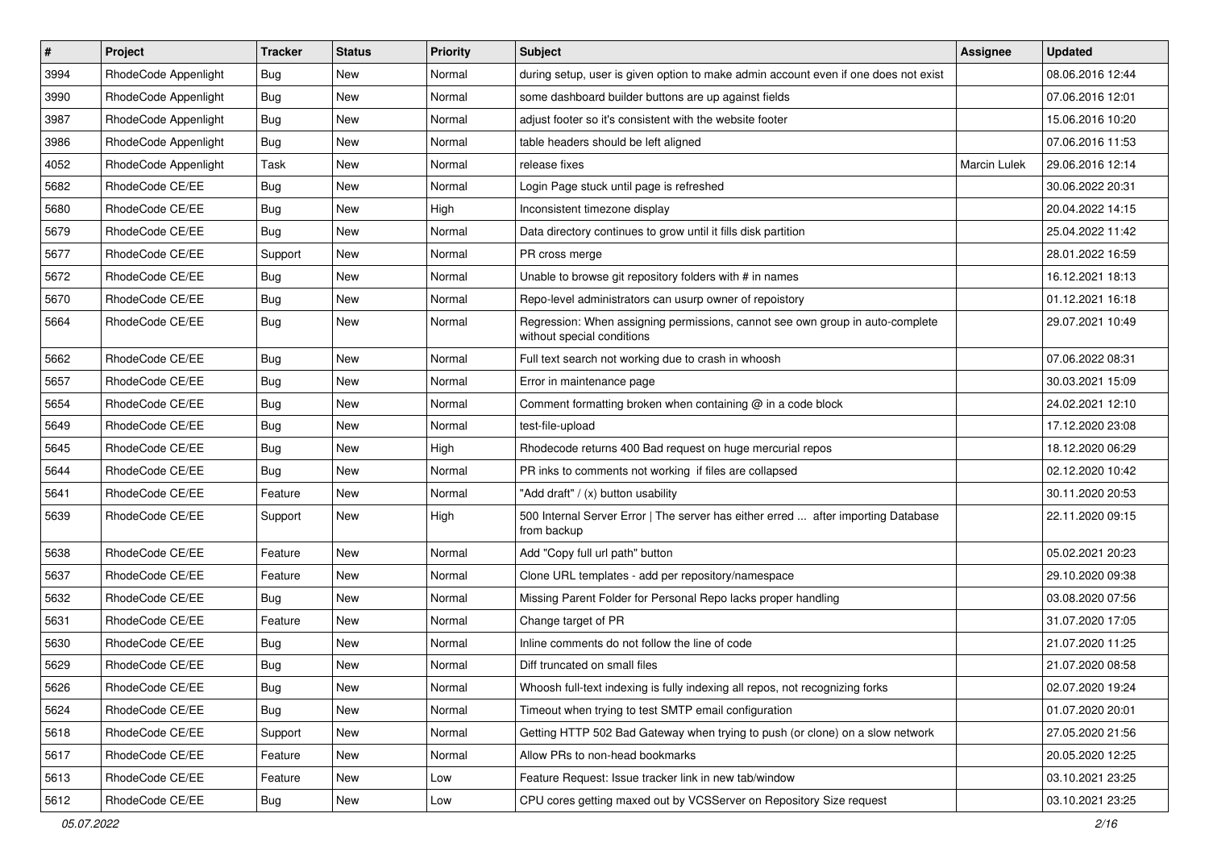| # | Project | Tracker | Status | Priority | Subject | Assignee | Updated |
|---|---|---|---|---|---|---|---|
| 3994 | RhodeCode Appenlight | Bug | New | Normal | during setup, user is given option to make admin account even if one does not exist | | 08.06.2016 12:44 |
| 3990 | RhodeCode Appenlight | Bug | New | Normal | some dashboard builder buttons are up against fields | | 07.06.2016 12:01 |
| 3987 | RhodeCode Appenlight | Bug | New | Normal | adjust footer so it's consistent with the website footer | | 15.06.2016 10:20 |
| 3986 | RhodeCode Appenlight | Bug | New | Normal | table headers should be left aligned | | 07.06.2016 11:53 |
| 4052 | RhodeCode Appenlight | Task | New | Normal | release fixes | Marcin Lulek | 29.06.2016 12:14 |
| 5682 | RhodeCode CE/EE | Bug | New | Normal | Login Page stuck until page is refreshed | | 30.06.2022 20:31 |
| 5680 | RhodeCode CE/EE | Bug | New | High | Inconsistent timezone display | | 20.04.2022 14:15 |
| 5679 | RhodeCode CE/EE | Bug | New | Normal | Data directory continues to grow until it fills disk partition | | 25.04.2022 11:42 |
| 5677 | RhodeCode CE/EE | Support | New | Normal | PR cross merge | | 28.01.2022 16:59 |
| 5672 | RhodeCode CE/EE | Bug | New | Normal | Unable to browse git repository folders with # in names | | 16.12.2021 18:13 |
| 5670 | RhodeCode CE/EE | Bug | New | Normal | Repo-level administrators can usurp owner of repoistory | | 01.12.2021 16:18 |
| 5664 | RhodeCode CE/EE | Bug | New | Normal | Regression: When assigning permissions, cannot see own group in auto-complete without special conditions | | 29.07.2021 10:49 |
| 5662 | RhodeCode CE/EE | Bug | New | Normal | Full text search not working due to crash in whoosh | | 07.06.2022 08:31 |
| 5657 | RhodeCode CE/EE | Bug | New | Normal | Error in maintenance page | | 30.03.2021 15:09 |
| 5654 | RhodeCode CE/EE | Bug | New | Normal | Comment formatting broken when containing @ in a code block | | 24.02.2021 12:10 |
| 5649 | RhodeCode CE/EE | Bug | New | Normal | test-file-upload | | 17.12.2020 23:08 |
| 5645 | RhodeCode CE/EE | Bug | New | High | Rhodecode returns 400 Bad request on huge mercurial repos | | 18.12.2020 06:29 |
| 5644 | RhodeCode CE/EE | Bug | New | Normal | PR inks to comments not working if files are collapsed | | 02.12.2020 10:42 |
| 5641 | RhodeCode CE/EE | Feature | New | Normal | "Add draft" / (x) button usability | | 30.11.2020 20:53 |
| 5639 | RhodeCode CE/EE | Support | New | High | 500 Internal Server Error \| The server has either erred ... after importing Database from backup | | 22.11.2020 09:15 |
| 5638 | RhodeCode CE/EE | Feature | New | Normal | Add "Copy full url path" button | | 05.02.2021 20:23 |
| 5637 | RhodeCode CE/EE | Feature | New | Normal | Clone URL templates - add per repository/namespace | | 29.10.2020 09:38 |
| 5632 | RhodeCode CE/EE | Bug | New | Normal | Missing Parent Folder for Personal Repo lacks proper handling | | 03.08.2020 07:56 |
| 5631 | RhodeCode CE/EE | Feature | New | Normal | Change target of PR | | 31.07.2020 17:05 |
| 5630 | RhodeCode CE/EE | Bug | New | Normal | Inline comments do not follow the line of code | | 21.07.2020 11:25 |
| 5629 | RhodeCode CE/EE | Bug | New | Normal | Diff truncated on small files | | 21.07.2020 08:58 |
| 5626 | RhodeCode CE/EE | Bug | New | Normal | Whoosh full-text indexing is fully indexing all repos, not recognizing forks | | 02.07.2020 19:24 |
| 5624 | RhodeCode CE/EE | Bug | New | Normal | Timeout when trying to test SMTP email configuration | | 01.07.2020 20:01 |
| 5618 | RhodeCode CE/EE | Support | New | Normal | Getting HTTP 502 Bad Gateway when trying to push (or clone) on a slow network | | 27.05.2020 21:56 |
| 5617 | RhodeCode CE/EE | Feature | New | Normal | Allow PRs to non-head bookmarks | | 20.05.2020 12:25 |
| 5613 | RhodeCode CE/EE | Feature | New | Low | Feature Request: Issue tracker link in new tab/window | | 03.10.2021 23:25 |
| 5612 | RhodeCode CE/EE | Bug | New | Low | CPU cores getting maxed out by VCSServer on Repository Size request | | 03.10.2021 23:25 |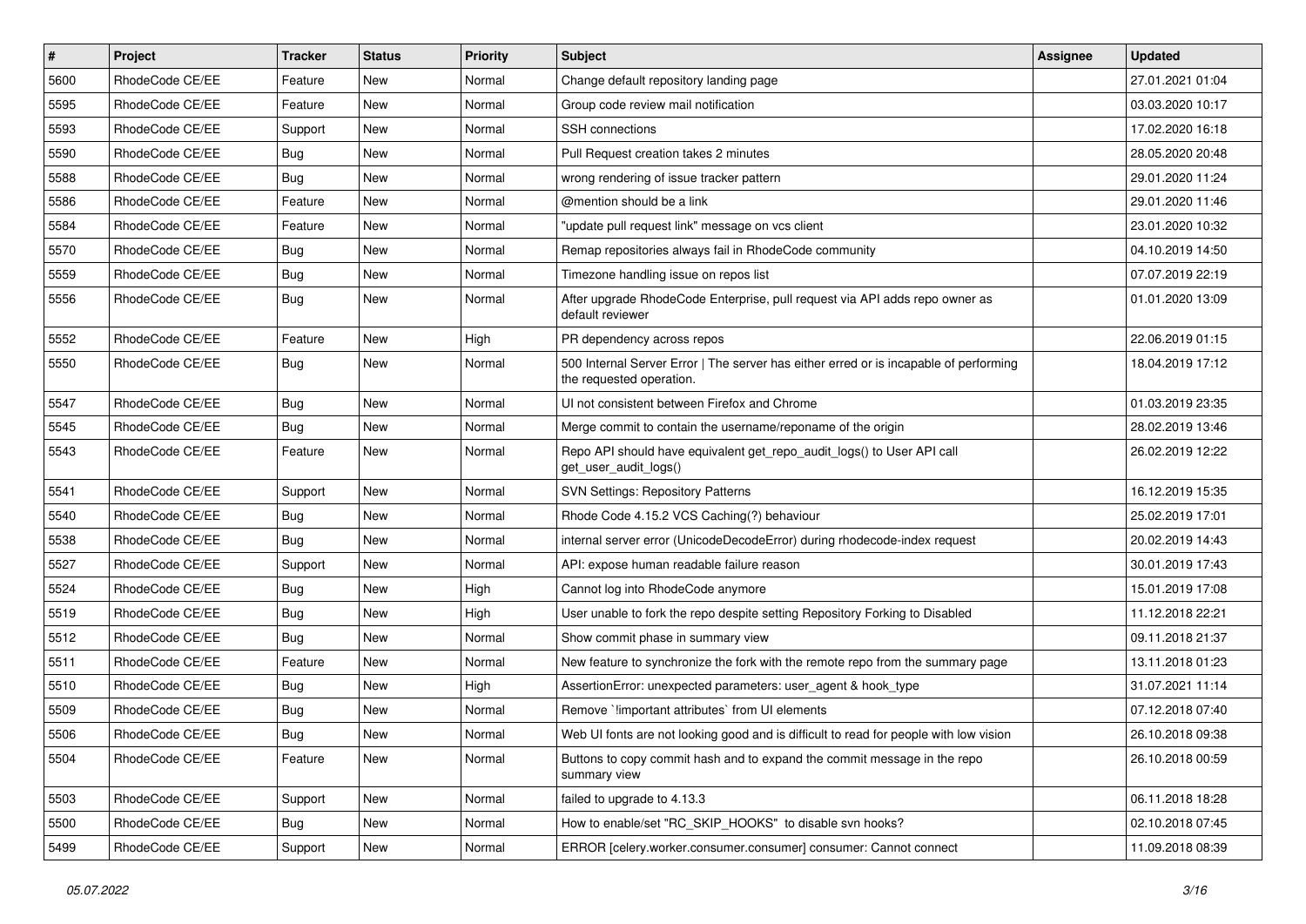| # | Project | Tracker | Status | Priority | Subject | Assignee | Updated |
| --- | --- | --- | --- | --- | --- | --- | --- |
| 5600 | RhodeCode CE/EE | Feature | New | Normal | Change default repository landing page | | 27.01.2021 01:04 |
| 5595 | RhodeCode CE/EE | Feature | New | Normal | Group code review mail notification | | 03.03.2020 10:17 |
| 5593 | RhodeCode CE/EE | Support | New | Normal | SSH connections | | 17.02.2020 16:18 |
| 5590 | RhodeCode CE/EE | Bug | New | Normal | Pull Request creation takes 2 minutes | | 28.05.2020 20:48 |
| 5588 | RhodeCode CE/EE | Bug | New | Normal | wrong rendering of issue tracker pattern | | 29.01.2020 11:24 |
| 5586 | RhodeCode CE/EE | Feature | New | Normal | @mention should be a link | | 29.01.2020 11:46 |
| 5584 | RhodeCode CE/EE | Feature | New | Normal | "update pull request link" message on vcs client | | 23.01.2020 10:32 |
| 5570 | RhodeCode CE/EE | Bug | New | Normal | Remap repositories always fail in RhodeCode community | | 04.10.2019 14:50 |
| 5559 | RhodeCode CE/EE | Bug | New | Normal | Timezone handling issue on repos list | | 07.07.2019 22:19 |
| 5556 | RhodeCode CE/EE | Bug | New | Normal | After upgrade RhodeCode Enterprise, pull request via API adds repo owner as default reviewer | | 01.01.2020 13:09 |
| 5552 | RhodeCode CE/EE | Feature | New | High | PR dependency across repos | | 22.06.2019 01:15 |
| 5550 | RhodeCode CE/EE | Bug | New | Normal | 500 Internal Server Error \| The server has either erred or is incapable of performing the requested operation. | | 18.04.2019 17:12 |
| 5547 | RhodeCode CE/EE | Bug | New | Normal | UI not consistent between Firefox and Chrome | | 01.03.2019 23:35 |
| 5545 | RhodeCode CE/EE | Bug | New | Normal | Merge commit to contain the username/reponame of the origin | | 28.02.2019 13:46 |
| 5543 | RhodeCode CE/EE | Feature | New | Normal | Repo API should have equivalent get_repo_audit_logs() to User API call get_user_audit_logs() | | 26.02.2019 12:22 |
| 5541 | RhodeCode CE/EE | Support | New | Normal | SVN Settings: Repository Patterns | | 16.12.2019 15:35 |
| 5540 | RhodeCode CE/EE | Bug | New | Normal | Rhode Code 4.15.2 VCS Caching(?) behaviour | | 25.02.2019 17:01 |
| 5538 | RhodeCode CE/EE | Bug | New | Normal | internal server error (UnicodeDecodeError) during rhodecode-index request | | 20.02.2019 14:43 |
| 5527 | RhodeCode CE/EE | Support | New | Normal | API: expose human readable failure reason | | 30.01.2019 17:43 |
| 5524 | RhodeCode CE/EE | Bug | New | High | Cannot log into RhodeCode anymore | | 15.01.2019 17:08 |
| 5519 | RhodeCode CE/EE | Bug | New | High | User unable to fork the repo despite setting Repository Forking to Disabled | | 11.12.2018 22:21 |
| 5512 | RhodeCode CE/EE | Bug | New | Normal | Show commit phase in summary view | | 09.11.2018 21:37 |
| 5511 | RhodeCode CE/EE | Feature | New | Normal | New feature to synchronize the fork with the remote repo from the summary page | | 13.11.2018 01:23 |
| 5510 | RhodeCode CE/EE | Bug | New | High | AssertionError: unexpected parameters: user_agent & hook_type | | 31.07.2021 11:14 |
| 5509 | RhodeCode CE/EE | Bug | New | Normal | Remove `!important attributes` from UI elements | | 07.12.2018 07:40 |
| 5506 | RhodeCode CE/EE | Bug | New | Normal | Web UI fonts are not looking good and is difficult to read for people with low vision | | 26.10.2018 09:38 |
| 5504 | RhodeCode CE/EE | Feature | New | Normal | Buttons to copy commit hash and to expand the commit message in the repo summary view | | 26.10.2018 00:59 |
| 5503 | RhodeCode CE/EE | Support | New | Normal | failed to upgrade to 4.13.3 | | 06.11.2018 18:28 |
| 5500 | RhodeCode CE/EE | Bug | New | Normal | How to enable/set "RC_SKIP_HOOKS" to disable svn hooks? | | 02.10.2018 07:45 |
| 5499 | RhodeCode CE/EE | Support | New | Normal | ERROR [celery.worker.consumer.consumer] consumer: Cannot connect | | 11.09.2018 08:39 |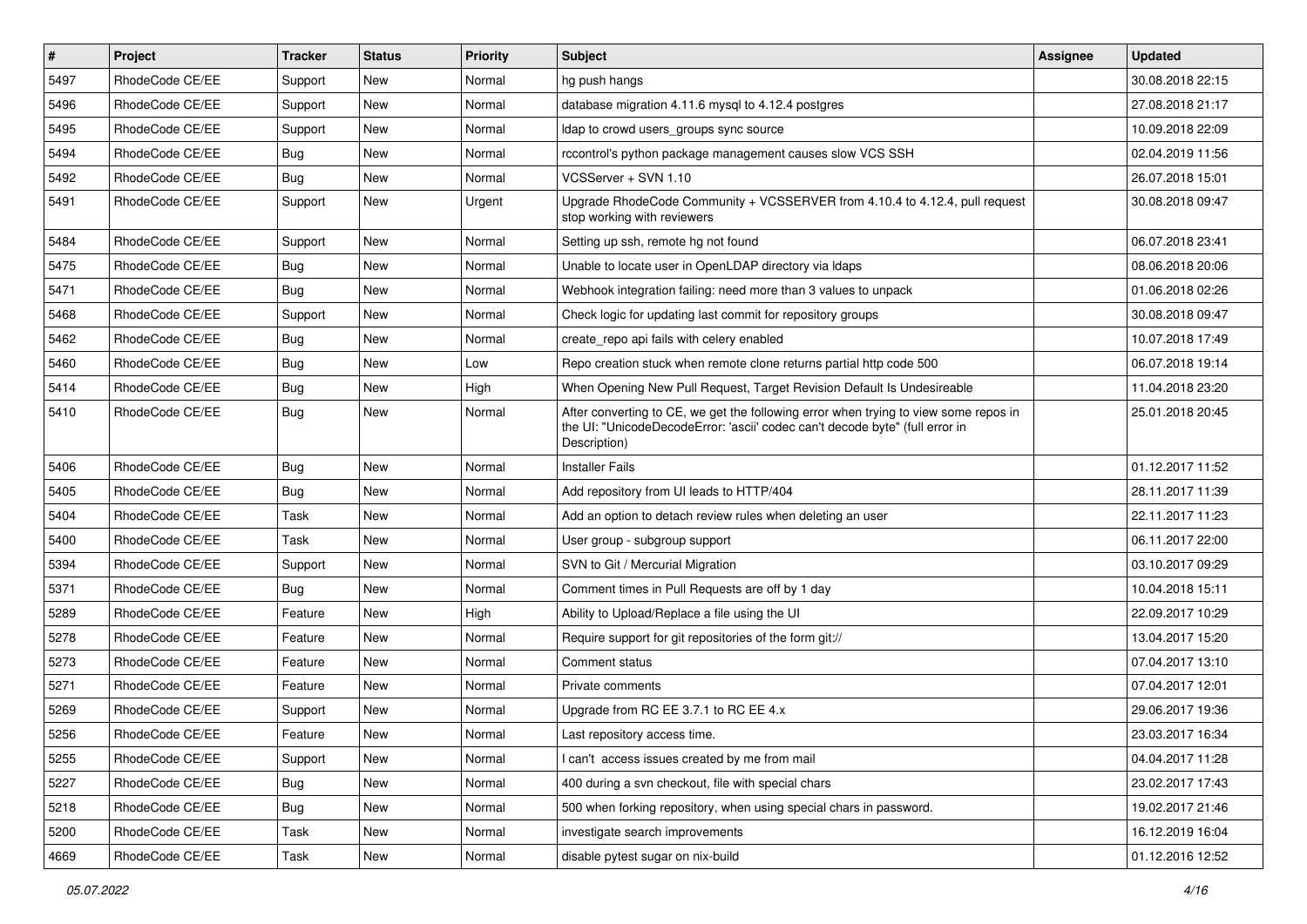| # | Project | Tracker | Status | Priority | Subject | Assignee | Updated |
|---|---|---|---|---|---|---|---|
| 5497 | RhodeCode CE/EE | Support | New | Normal | hg push hangs | | 30.08.2018 22:15 |
| 5496 | RhodeCode CE/EE | Support | New | Normal | database migration 4.11.6 mysql to 4.12.4 postgres | | 27.08.2018 21:17 |
| 5495 | RhodeCode CE/EE | Support | New | Normal | ldap to crowd users_groups sync source | | 10.09.2018 22:09 |
| 5494 | RhodeCode CE/EE | Bug | New | Normal | rccontrol's python package management causes slow VCS SSH | | 02.04.2019 11:56 |
| 5492 | RhodeCode CE/EE | Bug | New | Normal | VCSServer + SVN 1.10 | | 26.07.2018 15:01 |
| 5491 | RhodeCode CE/EE | Support | New | Urgent | Upgrade RhodeCode Community + VCSSERVER from 4.10.4 to 4.12.4, pull request stop working with reviewers | | 30.08.2018 09:47 |
| 5484 | RhodeCode CE/EE | Support | New | Normal | Setting up ssh, remote hg not found | | 06.07.2018 23:41 |
| 5475 | RhodeCode CE/EE | Bug | New | Normal | Unable to locate user in OpenLDAP directory via ldaps | | 08.06.2018 20:06 |
| 5471 | RhodeCode CE/EE | Bug | New | Normal | Webhook integration failing: need more than 3 values to unpack | | 01.06.2018 02:26 |
| 5468 | RhodeCode CE/EE | Support | New | Normal | Check logic for updating last commit for repository groups | | 30.08.2018 09:47 |
| 5462 | RhodeCode CE/EE | Bug | New | Normal | create_repo api fails with celery enabled | | 10.07.2018 17:49 |
| 5460 | RhodeCode CE/EE | Bug | New | Low | Repo creation stuck when remote clone returns partial http code 500 | | 06.07.2018 19:14 |
| 5414 | RhodeCode CE/EE | Bug | New | High | When Opening New Pull Request, Target Revision Default Is Undesireable | | 11.04.2018 23:20 |
| 5410 | RhodeCode CE/EE | Bug | New | Normal | After converting to CE, we get the following error when trying to view some repos in the UI: "UnicodeDecodeError: 'ascii' codec can't decode byte" (full error in Description) | | 25.01.2018 20:45 |
| 5406 | RhodeCode CE/EE | Bug | New | Normal | Installer Fails | | 01.12.2017 11:52 |
| 5405 | RhodeCode CE/EE | Bug | New | Normal | Add repository from UI leads to HTTP/404 | | 28.11.2017 11:39 |
| 5404 | RhodeCode CE/EE | Task | New | Normal | Add an option to detach review rules when deleting an user | | 22.11.2017 11:23 |
| 5400 | RhodeCode CE/EE | Task | New | Normal | User group - subgroup support | | 06.11.2017 22:00 |
| 5394 | RhodeCode CE/EE | Support | New | Normal | SVN to Git / Mercurial Migration | | 03.10.2017 09:29 |
| 5371 | RhodeCode CE/EE | Bug | New | Normal | Comment times in Pull Requests are off by 1 day | | 10.04.2018 15:11 |
| 5289 | RhodeCode CE/EE | Feature | New | High | Ability to Upload/Replace a file using the UI | | 22.09.2017 10:29 |
| 5278 | RhodeCode CE/EE | Feature | New | Normal | Require support for git repositories of the form git:// | | 13.04.2017 15:20 |
| 5273 | RhodeCode CE/EE | Feature | New | Normal | Comment status | | 07.04.2017 13:10 |
| 5271 | RhodeCode CE/EE | Feature | New | Normal | Private comments | | 07.04.2017 12:01 |
| 5269 | RhodeCode CE/EE | Support | New | Normal | Upgrade from RC EE 3.7.1 to RC EE 4.x | | 29.06.2017 19:36 |
| 5256 | RhodeCode CE/EE | Feature | New | Normal | Last repository access time. | | 23.03.2017 16:34 |
| 5255 | RhodeCode CE/EE | Support | New | Normal | I can't access issues created by me from mail | | 04.04.2017 11:28 |
| 5227 | RhodeCode CE/EE | Bug | New | Normal | 400 during a svn checkout, file with special chars | | 23.02.2017 17:43 |
| 5218 | RhodeCode CE/EE | Bug | New | Normal | 500 when forking repository, when using special chars in password. | | 19.02.2017 21:46 |
| 5200 | RhodeCode CE/EE | Task | New | Normal | investigate search improvements | | 16.12.2019 16:04 |
| 4669 | RhodeCode CE/EE | Task | New | Normal | disable pytest sugar on nix-build | | 01.12.2016 12:52 |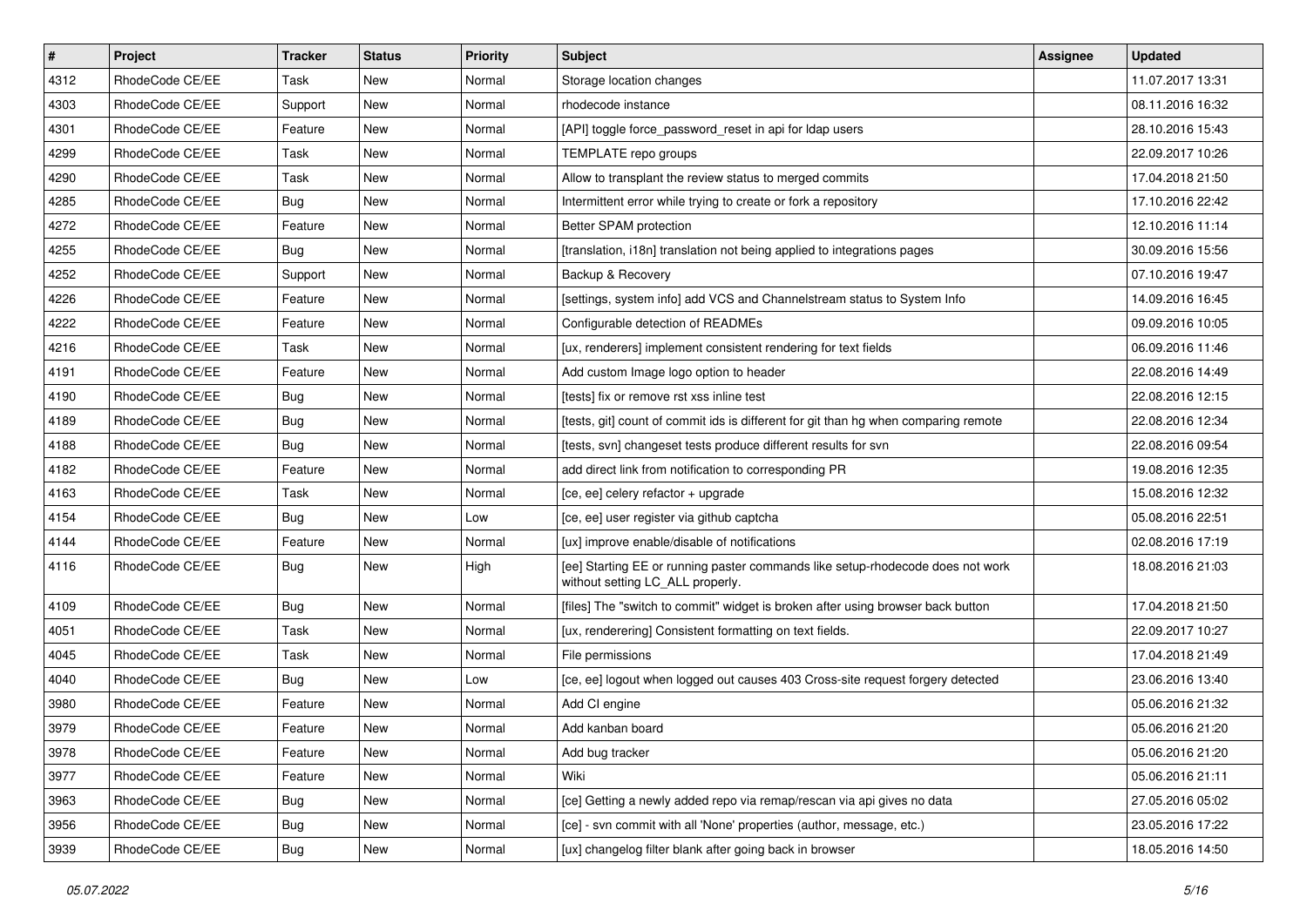| # | Project | Tracker | Status | Priority | Subject | Assignee | Updated |
| --- | --- | --- | --- | --- | --- | --- | --- |
| 4312 | RhodeCode CE/EE | Task | New | Normal | Storage location changes | | 11.07.2017 13:31 |
| 4303 | RhodeCode CE/EE | Support | New | Normal | rhodecode instance | | 08.11.2016 16:32 |
| 4301 | RhodeCode CE/EE | Feature | New | Normal | [API] toggle force_password_reset in api for ldap users | | 28.10.2016 15:43 |
| 4299 | RhodeCode CE/EE | Task | New | Normal | TEMPLATE repo groups | | 22.09.2017 10:26 |
| 4290 | RhodeCode CE/EE | Task | New | Normal | Allow to transplant the review status to merged commits | | 17.04.2018 21:50 |
| 4285 | RhodeCode CE/EE | Bug | New | Normal | Intermittent error while trying to create or fork a repository | | 17.10.2016 22:42 |
| 4272 | RhodeCode CE/EE | Feature | New | Normal | Better SPAM protection | | 12.10.2016 11:14 |
| 4255 | RhodeCode CE/EE | Bug | New | Normal | [translation, i18n] translation not being applied to integrations pages | | 30.09.2016 15:56 |
| 4252 | RhodeCode CE/EE | Support | New | Normal | Backup & Recovery | | 07.10.2016 19:47 |
| 4226 | RhodeCode CE/EE | Feature | New | Normal | [settings, system info] add VCS and Channelstream status to System Info | | 14.09.2016 16:45 |
| 4222 | RhodeCode CE/EE | Feature | New | Normal | Configurable detection of READMEs | | 09.09.2016 10:05 |
| 4216 | RhodeCode CE/EE | Task | New | Normal | [ux, renderers] implement consistent rendering for text fields | | 06.09.2016 11:46 |
| 4191 | RhodeCode CE/EE | Feature | New | Normal | Add custom Image logo option to header | | 22.08.2016 14:49 |
| 4190 | RhodeCode CE/EE | Bug | New | Normal | [tests] fix or remove rst xss inline test | | 22.08.2016 12:15 |
| 4189 | RhodeCode CE/EE | Bug | New | Normal | [tests, git] count of commit ids is different for git than hg when comparing remote | | 22.08.2016 12:34 |
| 4188 | RhodeCode CE/EE | Bug | New | Normal | [tests, svn] changeset tests produce different results for svn | | 22.08.2016 09:54 |
| 4182 | RhodeCode CE/EE | Feature | New | Normal | add direct link from notification to corresponding PR | | 19.08.2016 12:35 |
| 4163 | RhodeCode CE/EE | Task | New | Normal | [ce, ee] celery refactor + upgrade | | 15.08.2016 12:32 |
| 4154 | RhodeCode CE/EE | Bug | New | Low | [ce, ee] user register via github captcha | | 05.08.2016 22:51 |
| 4144 | RhodeCode CE/EE | Feature | New | Normal | [ux] improve enable/disable of notifications | | 02.08.2016 17:19 |
| 4116 | RhodeCode CE/EE | Bug | New | High | [ee] Starting EE or running paster commands like setup-rhodecode does not work without setting LC_ALL properly. | | 18.08.2016 21:03 |
| 4109 | RhodeCode CE/EE | Bug | New | Normal | [files] The "switch to commit" widget is broken after using browser back button | | 17.04.2018 21:50 |
| 4051 | RhodeCode CE/EE | Task | New | Normal | [ux, renderering] Consistent formatting on text fields. | | 22.09.2017 10:27 |
| 4045 | RhodeCode CE/EE | Task | New | Normal | File permissions | | 17.04.2018 21:49 |
| 4040 | RhodeCode CE/EE | Bug | New | Low | [ce, ee] logout when logged out causes 403 Cross-site request forgery detected | | 23.06.2016 13:40 |
| 3980 | RhodeCode CE/EE | Feature | New | Normal | Add CI engine | | 05.06.2016 21:32 |
| 3979 | RhodeCode CE/EE | Feature | New | Normal | Add kanban board | | 05.06.2016 21:20 |
| 3978 | RhodeCode CE/EE | Feature | New | Normal | Add bug tracker | | 05.06.2016 21:20 |
| 3977 | RhodeCode CE/EE | Feature | New | Normal | Wiki | | 05.06.2016 21:11 |
| 3963 | RhodeCode CE/EE | Bug | New | Normal | [ce] Getting a newly added repo via remap/rescan via api gives no data | | 27.05.2016 05:02 |
| 3956 | RhodeCode CE/EE | Bug | New | Normal | [ce] - svn commit with all 'None' properties (author, message, etc.) | | 23.05.2016 17:22 |
| 3939 | RhodeCode CE/EE | Bug | New | Normal | [ux] changelog filter blank after going back in browser | | 18.05.2016 14:50 |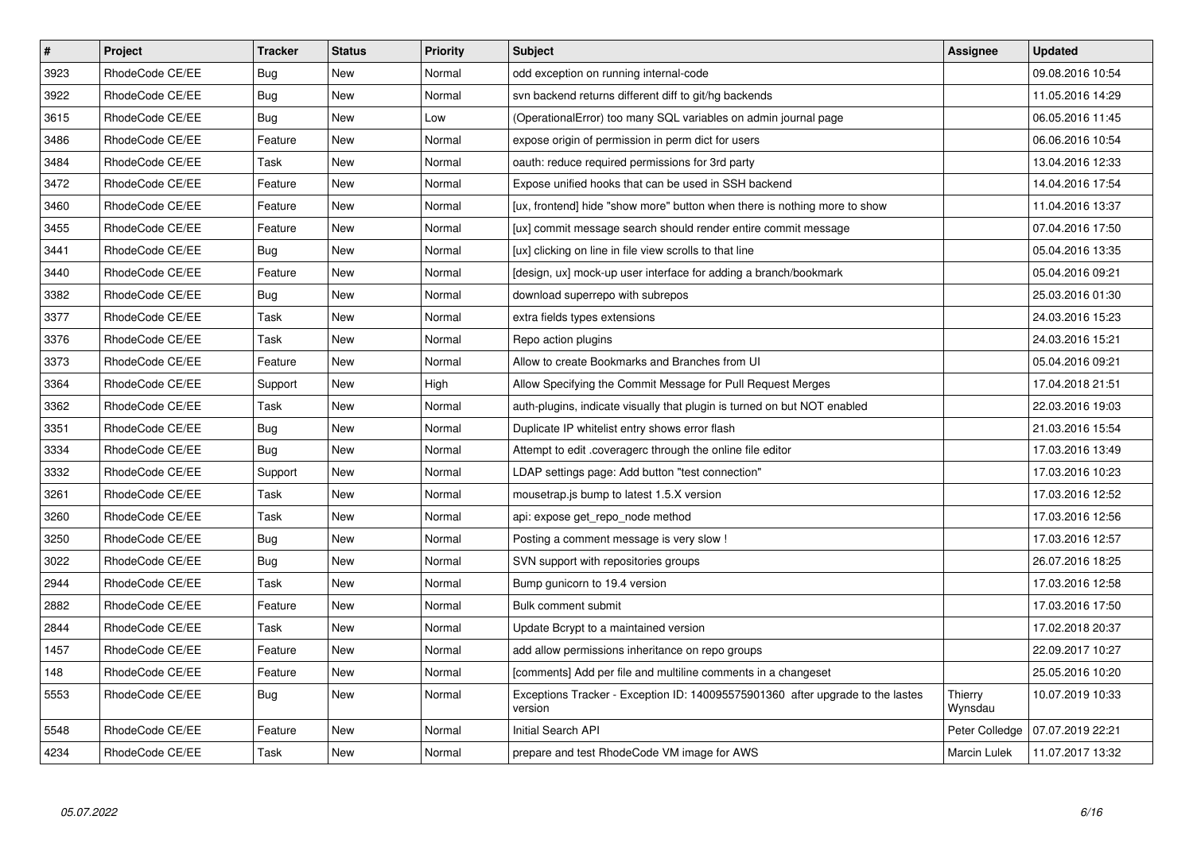| # | Project | Tracker | Status | Priority | Subject | Assignee | Updated |
|---|---|---|---|---|---|---|---|
| 3923 | RhodeCode CE/EE | Bug | New | Normal | odd exception on running internal-code | | 09.08.2016 10:54 |
| 3922 | RhodeCode CE/EE | Bug | New | Normal | svn backend returns different diff to git/hg backends | | 11.05.2016 14:29 |
| 3615 | RhodeCode CE/EE | Bug | New | Low | (OperationalError) too many SQL variables on admin journal page | | 06.05.2016 11:45 |
| 3486 | RhodeCode CE/EE | Feature | New | Normal | expose origin of permission in perm dict for users | | 06.06.2016 10:54 |
| 3484 | RhodeCode CE/EE | Task | New | Normal | oauth: reduce required permissions for 3rd party | | 13.04.2016 12:33 |
| 3472 | RhodeCode CE/EE | Feature | New | Normal | Expose unified hooks that can be used in SSH backend | | 14.04.2016 17:54 |
| 3460 | RhodeCode CE/EE | Feature | New | Normal | [ux, frontend] hide "show more" button when there is nothing more to show | | 11.04.2016 13:37 |
| 3455 | RhodeCode CE/EE | Feature | New | Normal | [ux] commit message search should render entire commit message | | 07.04.2016 17:50 |
| 3441 | RhodeCode CE/EE | Bug | New | Normal | [ux] clicking on line in file view scrolls to that line | | 05.04.2016 13:35 |
| 3440 | RhodeCode CE/EE | Feature | New | Normal | [design, ux] mock-up user interface for adding a branch/bookmark | | 05.04.2016 09:21 |
| 3382 | RhodeCode CE/EE | Bug | New | Normal | download superrepo with subrepos | | 25.03.2016 01:30 |
| 3377 | RhodeCode CE/EE | Task | New | Normal | extra fields types extensions | | 24.03.2016 15:23 |
| 3376 | RhodeCode CE/EE | Task | New | Normal | Repo action plugins | | 24.03.2016 15:21 |
| 3373 | RhodeCode CE/EE | Feature | New | Normal | Allow to create Bookmarks and Branches from UI | | 05.04.2016 09:21 |
| 3364 | RhodeCode CE/EE | Support | New | High | Allow Specifying the Commit Message for Pull Request Merges | | 17.04.2018 21:51 |
| 3362 | RhodeCode CE/EE | Task | New | Normal | auth-plugins, indicate visually that plugin is turned on but NOT enabled | | 22.03.2016 19:03 |
| 3351 | RhodeCode CE/EE | Bug | New | Normal | Duplicate IP whitelist entry shows error flash | | 21.03.2016 15:54 |
| 3334 | RhodeCode CE/EE | Bug | New | Normal | Attempt to edit .coveragerc through the online file editor | | 17.03.2016 13:49 |
| 3332 | RhodeCode CE/EE | Support | New | Normal | LDAP settings page: Add button "test connection" | | 17.03.2016 10:23 |
| 3261 | RhodeCode CE/EE | Task | New | Normal | mousetrap.js bump to latest 1.5.X version | | 17.03.2016 12:52 |
| 3260 | RhodeCode CE/EE | Task | New | Normal | api: expose get_repo_node method | | 17.03.2016 12:56 |
| 3250 | RhodeCode CE/EE | Bug | New | Normal | Posting a comment message is very slow ! | | 17.03.2016 12:57 |
| 3022 | RhodeCode CE/EE | Bug | New | Normal | SVN support with repositories groups | | 26.07.2016 18:25 |
| 2944 | RhodeCode CE/EE | Task | New | Normal | Bump gunicorn to 19.4 version | | 17.03.2016 12:58 |
| 2882 | RhodeCode CE/EE | Feature | New | Normal | Bulk comment submit | | 17.03.2016 17:50 |
| 2844 | RhodeCode CE/EE | Task | New | Normal | Update Bcrypt to a maintained version | | 17.02.2018 20:37 |
| 1457 | RhodeCode CE/EE | Feature | New | Normal | add allow permissions inheritance on repo groups | | 22.09.2017 10:27 |
| 148 | RhodeCode CE/EE | Feature | New | Normal | [comments] Add per file and multiline comments in a changeset | | 25.05.2016 10:20 |
| 5553 | RhodeCode CE/EE | Bug | New | Normal | Exceptions Tracker - Exception ID: 140095575901360 after upgrade to the lastes version | Thierry Wynsdau | 10.07.2019 10:33 |
| 5548 | RhodeCode CE/EE | Feature | New | Normal | Initial Search API | Peter Colledge | 07.07.2019 22:21 |
| 4234 | RhodeCode CE/EE | Task | New | Normal | prepare and test RhodeCode VM image for AWS | Marcin Lulek | 11.07.2017 13:32 |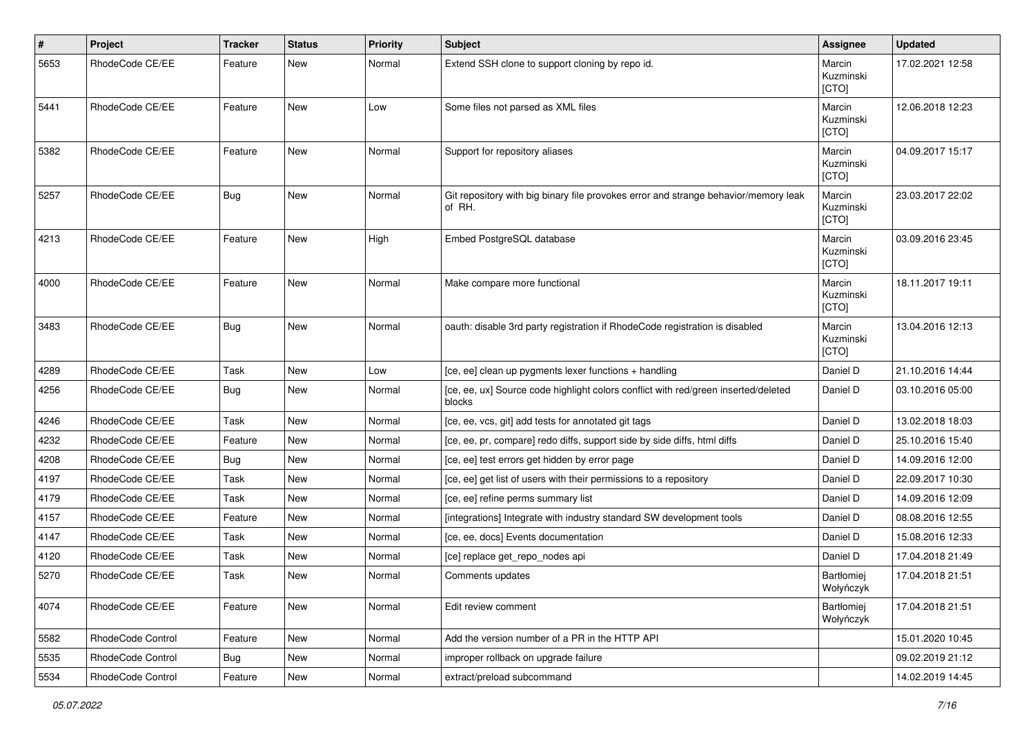| # | Project | Tracker | Status | Priority | Subject | Assignee | Updated |
|---|---|---|---|---|---|---|---|
| 5653 | RhodeCode CE/EE | Feature | New | Normal | Extend SSH clone to support cloning by repo id. | Marcin Kuzminski [CTO] | 17.02.2021 12:58 |
| 5441 | RhodeCode CE/EE | Feature | New | Low | Some files not parsed as XML files | Marcin Kuzminski [CTO] | 12.06.2018 12:23 |
| 5382 | RhodeCode CE/EE | Feature | New | Normal | Support for repository aliases | Marcin Kuzminski [CTO] | 04.09.2017 15:17 |
| 5257 | RhodeCode CE/EE | Bug | New | Normal | Git repository with big binary file provokes error and strange behavior/memory leak of RH. | Marcin Kuzminski [CTO] | 23.03.2017 22:02 |
| 4213 | RhodeCode CE/EE | Feature | New | High | Embed PostgreSQL database | Marcin Kuzminski [CTO] | 03.09.2016 23:45 |
| 4000 | RhodeCode CE/EE | Feature | New | Normal | Make compare more functional | Marcin Kuzminski [CTO] | 18.11.2017 19:11 |
| 3483 | RhodeCode CE/EE | Bug | New | Normal | oauth: disable 3rd party registration if RhodeCode registration is disabled | Marcin Kuzminski [CTO] | 13.04.2016 12:13 |
| 4289 | RhodeCode CE/EE | Task | New | Low | [ce, ee] clean up pygments lexer functions + handling | Daniel D | 21.10.2016 14:44 |
| 4256 | RhodeCode CE/EE | Bug | New | Normal | [ce, ee, ux] Source code highlight colors conflict with red/green inserted/deleted blocks | Daniel D | 03.10.2016 05:00 |
| 4246 | RhodeCode CE/EE | Task | New | Normal | [ce, ee, vcs, git] add tests for annotated git tags | Daniel D | 13.02.2018 18:03 |
| 4232 | RhodeCode CE/EE | Feature | New | Normal | [ce, ee, pr, compare] redo diffs, support side by side diffs, html diffs | Daniel D | 25.10.2016 15:40 |
| 4208 | RhodeCode CE/EE | Bug | New | Normal | [ce, ee] test errors get hidden by error page | Daniel D | 14.09.2016 12:00 |
| 4197 | RhodeCode CE/EE | Task | New | Normal | [ce, ee] get list of users with their permissions to a repository | Daniel D | 22.09.2017 10:30 |
| 4179 | RhodeCode CE/EE | Task | New | Normal | [ce, ee] refine perms summary list | Daniel D | 14.09.2016 12:09 |
| 4157 | RhodeCode CE/EE | Feature | New | Normal | [integrations] Integrate with industry standard SW development tools | Daniel D | 08.08.2016 12:55 |
| 4147 | RhodeCode CE/EE | Task | New | Normal | [ce, ee, docs] Events documentation | Daniel D | 15.08.2016 12:33 |
| 4120 | RhodeCode CE/EE | Task | New | Normal | [ce] replace get_repo_nodes api | Daniel D | 17.04.2018 21:49 |
| 5270 | RhodeCode CE/EE | Task | New | Normal | Comments updates | Bartłomiej Wołyńczyk | 17.04.2018 21:51 |
| 4074 | RhodeCode CE/EE | Feature | New | Normal | Edit review comment | Bartłomiej Wołyńczyk | 17.04.2018 21:51 |
| 5582 | RhodeCode Control | Feature | New | Normal | Add the version number of a PR in the HTTP API | | 15.01.2020 10:45 |
| 5535 | RhodeCode Control | Bug | New | Normal | improper rollback on upgrade failure | | 09.02.2019 21:12 |
| 5534 | RhodeCode Control | Feature | New | Normal | extract/preload subcommand | | 14.02.2019 14:45 |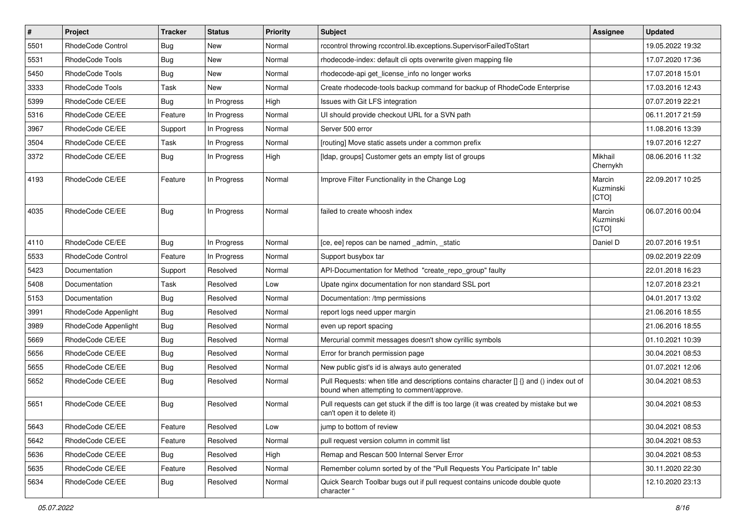| # | Project | Tracker | Status | Priority | Subject | Assignee | Updated |
| --- | --- | --- | --- | --- | --- | --- | --- |
| 5501 | RhodeCode Control | Bug | New | Normal | rccontrol throwing rccontrol.lib.exceptions.SupervisorFailedToStart | | 19.05.2022 19:32 |
| 5531 | RhodeCode Tools | Bug | New | Normal | rhodecode-index: default cli opts overwrite given mapping file | | 17.07.2020 17:36 |
| 5450 | RhodeCode Tools | Bug | New | Normal | rhodecode-api get_license_info no longer works | | 17.07.2018 15:01 |
| 3333 | RhodeCode Tools | Task | New | Normal | Create rhodecode-tools backup command for backup of RhodeCode Enterprise | | 17.03.2016 12:43 |
| 5399 | RhodeCode CE/EE | Bug | In Progress | High | Issues with Git LFS integration | | 07.07.2019 22:21 |
| 5316 | RhodeCode CE/EE | Feature | In Progress | Normal | UI should provide checkout URL for a SVN path | | 06.11.2017 21:59 |
| 3967 | RhodeCode CE/EE | Support | In Progress | Normal | Server 500 error | | 11.08.2016 13:39 |
| 3504 | RhodeCode CE/EE | Task | In Progress | Normal | [routing] Move static assets under a common prefix | | 19.07.2016 12:27 |
| 3372 | RhodeCode CE/EE | Bug | In Progress | High | [ldap, groups] Customer gets an empty list of groups | Mikhail Chernykh | 08.06.2016 11:32 |
| 4193 | RhodeCode CE/EE | Feature | In Progress | Normal | Improve Filter Functionality in the Change Log | Marcin Kuzminski [CTO] | 22.09.2017 10:25 |
| 4035 | RhodeCode CE/EE | Bug | In Progress | Normal | failed to create whoosh index | Marcin Kuzminski [CTO] | 06.07.2016 00:04 |
| 4110 | RhodeCode CE/EE | Bug | In Progress | Normal | [ce, ee] repos can be named _admin, _static | Daniel D | 20.07.2016 19:51 |
| 5533 | RhodeCode Control | Feature | In Progress | Normal | Support busybox tar | | 09.02.2019 22:09 |
| 5423 | Documentation | Support | Resolved | Normal | API-Documentation for Method "create_repo_group" faulty | | 22.01.2018 16:23 |
| 5408 | Documentation | Task | Resolved | Low | Upate nginx documentation for non standard SSL port | | 12.07.2018 23:21 |
| 5153 | Documentation | Bug | Resolved | Normal | Documentation: /tmp permissions | | 04.01.2017 13:02 |
| 3991 | RhodeCode Appenlight | Bug | Resolved | Normal | report logs need upper margin | | 21.06.2016 18:55 |
| 3989 | RhodeCode Appenlight | Bug | Resolved | Normal | even up report spacing | | 21.06.2016 18:55 |
| 5669 | RhodeCode CE/EE | Bug | Resolved | Normal | Mercurial commit messages doesn't show cyrillic symbols | | 01.10.2021 10:39 |
| 5656 | RhodeCode CE/EE | Bug | Resolved | Normal | Error for branch permission page | | 30.04.2021 08:53 |
| 5655 | RhodeCode CE/EE | Bug | Resolved | Normal | New public gist's id is always auto generated | | 01.07.2021 12:06 |
| 5652 | RhodeCode CE/EE | Bug | Resolved | Normal | Pull Requests: when title and descriptions contains character [] {} and () index out of bound when attempting to comment/approve. | | 30.04.2021 08:53 |
| 5651 | RhodeCode CE/EE | Bug | Resolved | Normal | Pull requests can get stuck if the diff is too large (it was created by mistake but we can't open it to delete it) | | 30.04.2021 08:53 |
| 5643 | RhodeCode CE/EE | Feature | Resolved | Low | jump to bottom of review | | 30.04.2021 08:53 |
| 5642 | RhodeCode CE/EE | Feature | Resolved | Normal | pull request version column in commit list | | 30.04.2021 08:53 |
| 5636 | RhodeCode CE/EE | Bug | Resolved | High | Remap and Rescan 500 Internal Server Error | | 30.04.2021 08:53 |
| 5635 | RhodeCode CE/EE | Feature | Resolved | Normal | Remember column sorted by of the "Pull Requests You Participate In" table | | 30.11.2020 22:30 |
| 5634 | RhodeCode CE/EE | Bug | Resolved | Normal | Quick Search Toolbar bugs out if pull request contains unicode double quote character “ | | 12.10.2020 23:13 |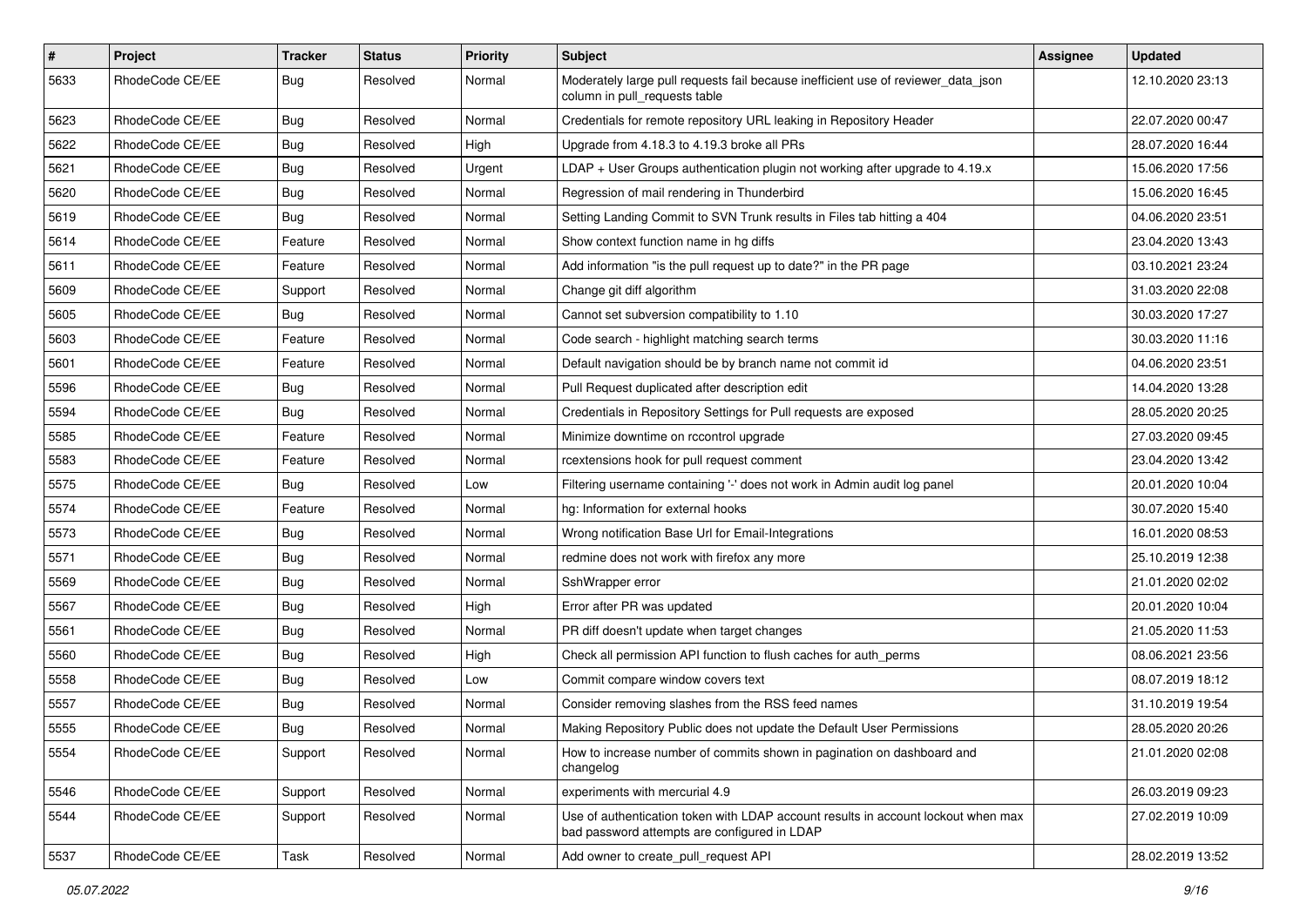| # | Project | Tracker | Status | Priority | Subject | Assignee | Updated |
|---|---|---|---|---|---|---|---|
| 5633 | RhodeCode CE/EE | Bug | Resolved | Normal | Moderately large pull requests fail because inefficient use of reviewer_data_json column in pull_requests table | | 12.10.2020 23:13 |
| 5623 | RhodeCode CE/EE | Bug | Resolved | Normal | Credentials for remote repository URL leaking in Repository Header | | 22.07.2020 00:47 |
| 5622 | RhodeCode CE/EE | Bug | Resolved | High | Upgrade from 4.18.3 to 4.19.3 broke all PRs | | 28.07.2020 16:44 |
| 5621 | RhodeCode CE/EE | Bug | Resolved | Urgent | LDAP + User Groups authentication plugin not working after upgrade to 4.19.x | | 15.06.2020 17:56 |
| 5620 | RhodeCode CE/EE | Bug | Resolved | Normal | Regression of mail rendering in Thunderbird | | 15.06.2020 16:45 |
| 5619 | RhodeCode CE/EE | Bug | Resolved | Normal | Setting Landing Commit to SVN Trunk results in Files tab hitting a 404 | | 04.06.2020 23:51 |
| 5614 | RhodeCode CE/EE | Feature | Resolved | Normal | Show context function name in hg diffs | | 23.04.2020 13:43 |
| 5611 | RhodeCode CE/EE | Feature | Resolved | Normal | Add information "is the pull request up to date?" in the PR page | | 03.10.2021 23:24 |
| 5609 | RhodeCode CE/EE | Support | Resolved | Normal | Change git diff algorithm | | 31.03.2020 22:08 |
| 5605 | RhodeCode CE/EE | Bug | Resolved | Normal | Cannot set subversion compatibility to 1.10 | | 30.03.2020 17:27 |
| 5603 | RhodeCode CE/EE | Feature | Resolved | Normal | Code search - highlight matching search terms | | 30.03.2020 11:16 |
| 5601 | RhodeCode CE/EE | Feature | Resolved | Normal | Default navigation should be by branch name not commit id | | 04.06.2020 23:51 |
| 5596 | RhodeCode CE/EE | Bug | Resolved | Normal | Pull Request duplicated after description edit | | 14.04.2020 13:28 |
| 5594 | RhodeCode CE/EE | Bug | Resolved | Normal | Credentials in Repository Settings for Pull requests are exposed | | 28.05.2020 20:25 |
| 5585 | RhodeCode CE/EE | Feature | Resolved | Normal | Minimize downtime on rccontrol upgrade | | 27.03.2020 09:45 |
| 5583 | RhodeCode CE/EE | Feature | Resolved | Normal | rcextensions hook for pull request comment | | 23.04.2020 13:42 |
| 5575 | RhodeCode CE/EE | Bug | Resolved | Low | Filtering username containing '-' does not work in Admin audit log panel | | 20.01.2020 10:04 |
| 5574 | RhodeCode CE/EE | Feature | Resolved | Normal | hg: Information for external hooks | | 30.07.2020 15:40 |
| 5573 | RhodeCode CE/EE | Bug | Resolved | Normal | Wrong notification Base Url for Email-Integrations | | 16.01.2020 08:53 |
| 5571 | RhodeCode CE/EE | Bug | Resolved | Normal | redmine does not work with firefox any more | | 25.10.2019 12:38 |
| 5569 | RhodeCode CE/EE | Bug | Resolved | Normal | SshWrapper error | | 21.01.2020 02:02 |
| 5567 | RhodeCode CE/EE | Bug | Resolved | High | Error after PR was updated | | 20.01.2020 10:04 |
| 5561 | RhodeCode CE/EE | Bug | Resolved | Normal | PR diff doesn't update when target changes | | 21.05.2020 11:53 |
| 5560 | RhodeCode CE/EE | Bug | Resolved | High | Check all permission API function to flush caches for auth_perms | | 08.06.2021 23:56 |
| 5558 | RhodeCode CE/EE | Bug | Resolved | Low | Commit compare window covers text | | 08.07.2019 18:12 |
| 5557 | RhodeCode CE/EE | Bug | Resolved | Normal | Consider removing slashes from the RSS feed names | | 31.10.2019 19:54 |
| 5555 | RhodeCode CE/EE | Bug | Resolved | Normal | Making Repository Public does not update the Default User Permissions | | 28.05.2020 20:26 |
| 5554 | RhodeCode CE/EE | Support | Resolved | Normal | How to increase number of commits shown in pagination on dashboard and changelog | | 21.01.2020 02:08 |
| 5546 | RhodeCode CE/EE | Support | Resolved | Normal | experiments with mercurial 4.9 | | 26.03.2019 09:23 |
| 5544 | RhodeCode CE/EE | Support | Resolved | Normal | Use of authentication token with LDAP account results in account lockout when max bad password attempts are configured in LDAP | | 27.02.2019 10:09 |
| 5537 | RhodeCode CE/EE | Task | Resolved | Normal | Add owner to create_pull_request API | | 28.02.2019 13:52 |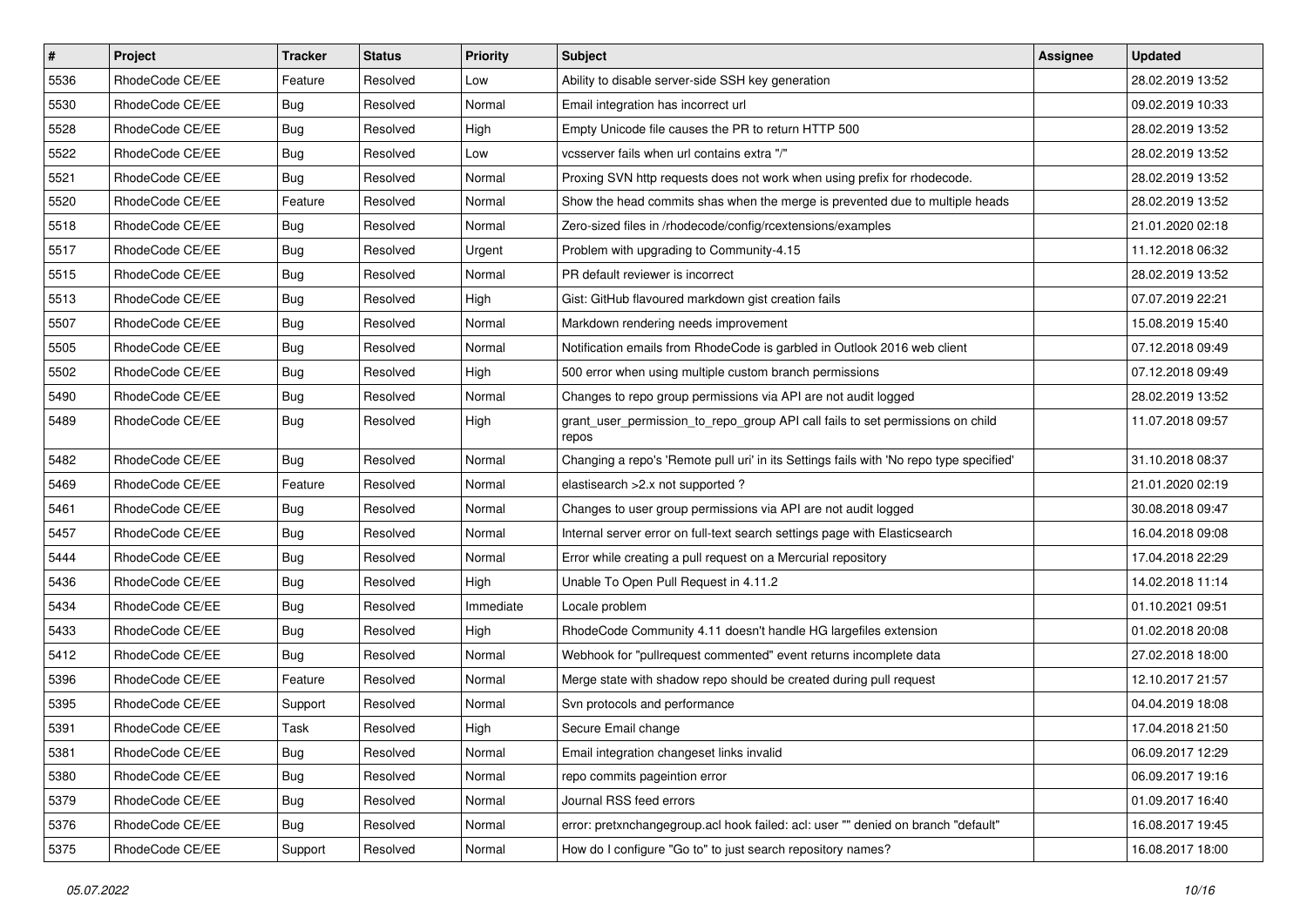| # | Project | Tracker | Status | Priority | Subject | Assignee | Updated |
|---|---|---|---|---|---|---|---|
| 5536 | RhodeCode CE/EE | Feature | Resolved | Low | Ability to disable server-side SSH key generation | | 28.02.2019 13:52 |
| 5530 | RhodeCode CE/EE | Bug | Resolved | Normal | Email integration has incorrect url | | 09.02.2019 10:33 |
| 5528 | RhodeCode CE/EE | Bug | Resolved | High | Empty Unicode file causes the PR to return HTTP 500 | | 28.02.2019 13:52 |
| 5522 | RhodeCode CE/EE | Bug | Resolved | Low | vcsserver fails when url contains extra "/" | | 28.02.2019 13:52 |
| 5521 | RhodeCode CE/EE | Bug | Resolved | Normal | Proxing SVN http requests does not work when using prefix for rhodecode. | | 28.02.2019 13:52 |
| 5520 | RhodeCode CE/EE | Feature | Resolved | Normal | Show the head commits shas when the merge is prevented due to multiple heads | | 28.02.2019 13:52 |
| 5518 | RhodeCode CE/EE | Bug | Resolved | Normal | Zero-sized files in /rhodecode/config/rcextensions/examples | | 21.01.2020 02:18 |
| 5517 | RhodeCode CE/EE | Bug | Resolved | Urgent | Problem with upgrading to Community-4.15 | | 11.12.2018 06:32 |
| 5515 | RhodeCode CE/EE | Bug | Resolved | Normal | PR default reviewer is incorrect | | 28.02.2019 13:52 |
| 5513 | RhodeCode CE/EE | Bug | Resolved | High | Gist: GitHub flavoured markdown gist creation fails | | 07.07.2019 22:21 |
| 5507 | RhodeCode CE/EE | Bug | Resolved | Normal | Markdown rendering needs improvement | | 15.08.2019 15:40 |
| 5505 | RhodeCode CE/EE | Bug | Resolved | Normal | Notification emails from RhodeCode is garbled in Outlook 2016 web client | | 07.12.2018 09:49 |
| 5502 | RhodeCode CE/EE | Bug | Resolved | High | 500 error when using multiple custom branch permissions | | 07.12.2018 09:49 |
| 5490 | RhodeCode CE/EE | Bug | Resolved | Normal | Changes to repo group permissions via API are not audit logged | | 28.02.2019 13:52 |
| 5489 | RhodeCode CE/EE | Bug | Resolved | High | grant_user_permission_to_repo_group API call fails to set permissions on child repos | | 11.07.2018 09:57 |
| 5482 | RhodeCode CE/EE | Bug | Resolved | Normal | Changing a repo's 'Remote pull uri' in its Settings fails with 'No repo type specified' | | 31.10.2018 08:37 |
| 5469 | RhodeCode CE/EE | Feature | Resolved | Normal | elastisearch >2.x not supported ? | | 21.01.2020 02:19 |
| 5461 | RhodeCode CE/EE | Bug | Resolved | Normal | Changes to user group permissions via API are not audit logged | | 30.08.2018 09:47 |
| 5457 | RhodeCode CE/EE | Bug | Resolved | Normal | Internal server error on full-text search settings page with Elasticsearch | | 16.04.2018 09:08 |
| 5444 | RhodeCode CE/EE | Bug | Resolved | Normal | Error while creating a pull request on a Mercurial repository | | 17.04.2018 22:29 |
| 5436 | RhodeCode CE/EE | Bug | Resolved | High | Unable To Open Pull Request in 4.11.2 | | 14.02.2018 11:14 |
| 5434 | RhodeCode CE/EE | Bug | Resolved | Immediate | Locale problem | | 01.10.2021 09:51 |
| 5433 | RhodeCode CE/EE | Bug | Resolved | High | RhodeCode Community 4.11 doesn't handle HG largefiles extension | | 01.02.2018 20:08 |
| 5412 | RhodeCode CE/EE | Bug | Resolved | Normal | Webhook for "pullrequest commented" event returns incomplete data | | 27.02.2018 18:00 |
| 5396 | RhodeCode CE/EE | Feature | Resolved | Normal | Merge state with shadow repo should be created during pull request | | 12.10.2017 21:57 |
| 5395 | RhodeCode CE/EE | Support | Resolved | Normal | Svn protocols and performance | | 04.04.2019 18:08 |
| 5391 | RhodeCode CE/EE | Task | Resolved | High | Secure Email change | | 17.04.2018 21:50 |
| 5381 | RhodeCode CE/EE | Bug | Resolved | Normal | Email integration changeset links invalid | | 06.09.2017 12:29 |
| 5380 | RhodeCode CE/EE | Bug | Resolved | Normal | repo commits pageintion error | | 06.09.2017 19:16 |
| 5379 | RhodeCode CE/EE | Bug | Resolved | Normal | Journal RSS feed errors | | 01.09.2017 16:40 |
| 5376 | RhodeCode CE/EE | Bug | Resolved | Normal | error: pretxnchangegroup.acl hook failed: acl: user "" denied on branch "default" | | 16.08.2017 19:45 |
| 5375 | RhodeCode CE/EE | Support | Resolved | Normal | How do I configure "Go to" to just search repository names? | | 16.08.2017 18:00 |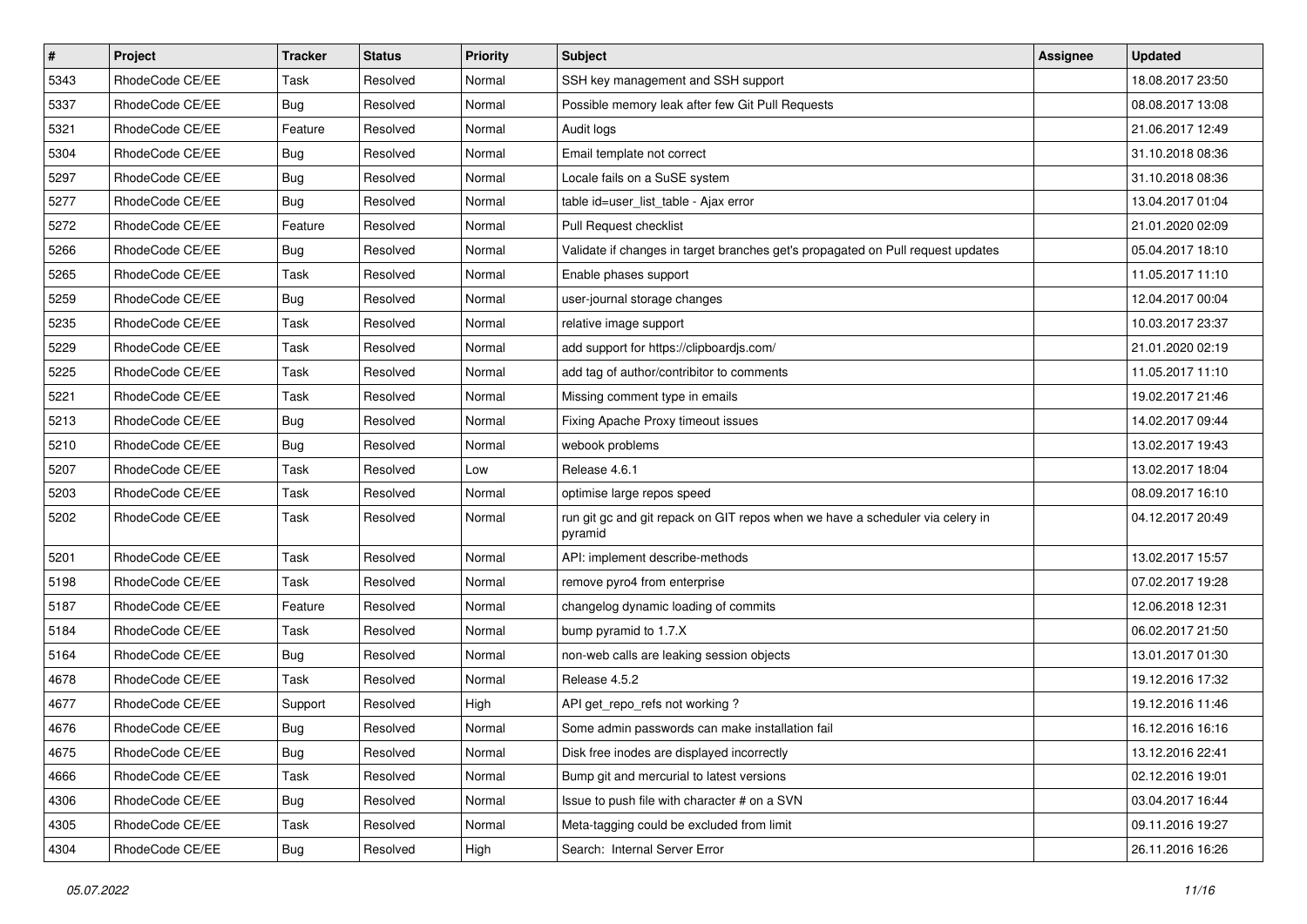| # | Project | Tracker | Status | Priority | Subject | Assignee | Updated |
|---|---|---|---|---|---|---|---|
| 5343 | RhodeCode CE/EE | Task | Resolved | Normal | SSH key management and SSH support | | 18.08.2017 23:50 |
| 5337 | RhodeCode CE/EE | Bug | Resolved | Normal | Possible memory leak after few Git Pull Requests | | 08.08.2017 13:08 |
| 5321 | RhodeCode CE/EE | Feature | Resolved | Normal | Audit logs | | 21.06.2017 12:49 |
| 5304 | RhodeCode CE/EE | Bug | Resolved | Normal | Email template not correct | | 31.10.2018 08:36 |
| 5297 | RhodeCode CE/EE | Bug | Resolved | Normal | Locale fails on a SuSE system | | 31.10.2018 08:36 |
| 5277 | RhodeCode CE/EE | Bug | Resolved | Normal | table id=user_list_table - Ajax error | | 13.04.2017 01:04 |
| 5272 | RhodeCode CE/EE | Feature | Resolved | Normal | Pull Request checklist | | 21.01.2020 02:09 |
| 5266 | RhodeCode CE/EE | Bug | Resolved | Normal | Validate if changes in target branches get's propagated on Pull request updates | | 05.04.2017 18:10 |
| 5265 | RhodeCode CE/EE | Task | Resolved | Normal | Enable phases support | | 11.05.2017 11:10 |
| 5259 | RhodeCode CE/EE | Bug | Resolved | Normal | user-journal storage changes | | 12.04.2017 00:04 |
| 5235 | RhodeCode CE/EE | Task | Resolved | Normal | relative image support | | 10.03.2017 23:37 |
| 5229 | RhodeCode CE/EE | Task | Resolved | Normal | add support for https://clipboardjs.com/ | | 21.01.2020 02:19 |
| 5225 | RhodeCode CE/EE | Task | Resolved | Normal | add tag of author/contribitor to comments | | 11.05.2017 11:10 |
| 5221 | RhodeCode CE/EE | Task | Resolved | Normal | Missing comment type in emails | | 19.02.2017 21:46 |
| 5213 | RhodeCode CE/EE | Bug | Resolved | Normal | Fixing Apache Proxy timeout issues | | 14.02.2017 09:44 |
| 5210 | RhodeCode CE/EE | Bug | Resolved | Normal | webook problems | | 13.02.2017 19:43 |
| 5207 | RhodeCode CE/EE | Task | Resolved | Low | Release 4.6.1 | | 13.02.2017 18:04 |
| 5203 | RhodeCode CE/EE | Task | Resolved | Normal | optimise large repos speed | | 08.09.2017 16:10 |
| 5202 | RhodeCode CE/EE | Task | Resolved | Normal | run git gc and git repack on GIT repos when we have a scheduler via celery in pyramid | | 04.12.2017 20:49 |
| 5201 | RhodeCode CE/EE | Task | Resolved | Normal | API: implement describe-methods | | 13.02.2017 15:57 |
| 5198 | RhodeCode CE/EE | Task | Resolved | Normal | remove pyro4 from enterprise | | 07.02.2017 19:28 |
| 5187 | RhodeCode CE/EE | Feature | Resolved | Normal | changelog dynamic loading of commits | | 12.06.2018 12:31 |
| 5184 | RhodeCode CE/EE | Task | Resolved | Normal | bump pyramid to 1.7.X | | 06.02.2017 21:50 |
| 5164 | RhodeCode CE/EE | Bug | Resolved | Normal | non-web calls are leaking session objects | | 13.01.2017 01:30 |
| 4678 | RhodeCode CE/EE | Task | Resolved | Normal | Release 4.5.2 | | 19.12.2016 17:32 |
| 4677 | RhodeCode CE/EE | Support | Resolved | High | API get_repo_refs not working ? | | 19.12.2016 11:46 |
| 4676 | RhodeCode CE/EE | Bug | Resolved | Normal | Some admin passwords can make installation fail | | 16.12.2016 16:16 |
| 4675 | RhodeCode CE/EE | Bug | Resolved | Normal | Disk free inodes are displayed incorrectly | | 13.12.2016 22:41 |
| 4666 | RhodeCode CE/EE | Task | Resolved | Normal | Bump git and mercurial to latest versions | | 02.12.2016 19:01 |
| 4306 | RhodeCode CE/EE | Bug | Resolved | Normal | Issue to push file with character # on a SVN | | 03.04.2017 16:44 |
| 4305 | RhodeCode CE/EE | Task | Resolved | Normal | Meta-tagging could be excluded from limit | | 09.11.2016 19:27 |
| 4304 | RhodeCode CE/EE | Bug | Resolved | High | Search: Internal Server Error | | 26.11.2016 16:26 |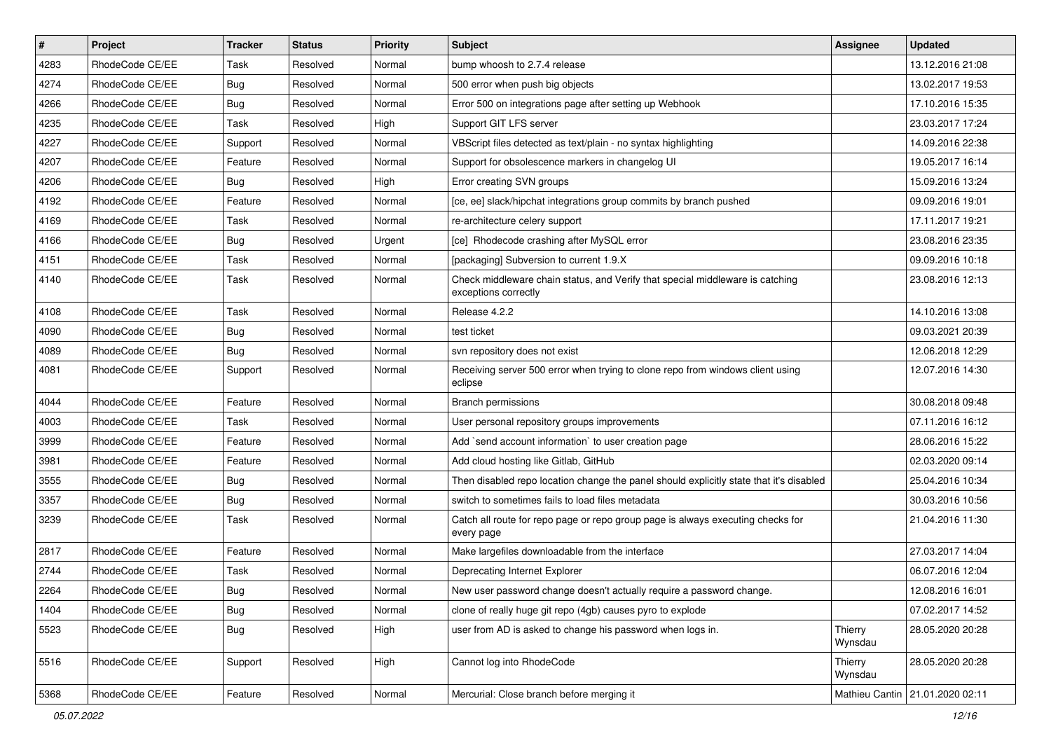| # | Project | Tracker | Status | Priority | Subject | Assignee | Updated |
|---|---|---|---|---|---|---|---|
| 4283 | RhodeCode CE/EE | Task | Resolved | Normal | bump whoosh to 2.7.4 release | | 13.12.2016 21:08 |
| 4274 | RhodeCode CE/EE | Bug | Resolved | Normal | 500 error when push big objects | | 13.02.2017 19:53 |
| 4266 | RhodeCode CE/EE | Bug | Resolved | Normal | Error 500 on integrations page after setting up Webhook | | 17.10.2016 15:35 |
| 4235 | RhodeCode CE/EE | Task | Resolved | High | Support GIT LFS server | | 23.03.2017 17:24 |
| 4227 | RhodeCode CE/EE | Support | Resolved | Normal | VBScript files detected as text/plain - no syntax highlighting | | 14.09.2016 22:38 |
| 4207 | RhodeCode CE/EE | Feature | Resolved | Normal | Support for obsolescence markers in changelog UI | | 19.05.2017 16:14 |
| 4206 | RhodeCode CE/EE | Bug | Resolved | High | Error creating SVN groups | | 15.09.2016 13:24 |
| 4192 | RhodeCode CE/EE | Feature | Resolved | Normal | [ce, ee] slack/hipchat integrations group commits by branch pushed | | 09.09.2016 19:01 |
| 4169 | RhodeCode CE/EE | Task | Resolved | Normal | re-architecture celery support | | 17.11.2017 19:21 |
| 4166 | RhodeCode CE/EE | Bug | Resolved | Urgent | [ce] Rhodecode crashing after MySQL error | | 23.08.2016 23:35 |
| 4151 | RhodeCode CE/EE | Task | Resolved | Normal | [packaging] Subversion to current 1.9.X | | 09.09.2016 10:18 |
| 4140 | RhodeCode CE/EE | Task | Resolved | Normal | Check middleware chain status, and Verify that special middleware is catching exceptions correctly | | 23.08.2016 12:13 |
| 4108 | RhodeCode CE/EE | Task | Resolved | Normal | Release 4.2.2 | | 14.10.2016 13:08 |
| 4090 | RhodeCode CE/EE | Bug | Resolved | Normal | test ticket | | 09.03.2021 20:39 |
| 4089 | RhodeCode CE/EE | Bug | Resolved | Normal | svn repository does not exist | | 12.06.2018 12:29 |
| 4081 | RhodeCode CE/EE | Support | Resolved | Normal | Receiving server 500 error when trying to clone repo from windows client using eclipse | | 12.07.2016 14:30 |
| 4044 | RhodeCode CE/EE | Feature | Resolved | Normal | Branch permissions | | 30.08.2018 09:48 |
| 4003 | RhodeCode CE/EE | Task | Resolved | Normal | User personal repository groups improvements | | 07.11.2016 16:12 |
| 3999 | RhodeCode CE/EE | Feature | Resolved | Normal | Add `send account information` to user creation page | | 28.06.2016 15:22 |
| 3981 | RhodeCode CE/EE | Feature | Resolved | Normal | Add cloud hosting like Gitlab, GitHub | | 02.03.2020 09:14 |
| 3555 | RhodeCode CE/EE | Bug | Resolved | Normal | Then disabled repo location change the panel should explicitly state that it's disabled | | 25.04.2016 10:34 |
| 3357 | RhodeCode CE/EE | Bug | Resolved | Normal | switch to sometimes fails to load files metadata | | 30.03.2016 10:56 |
| 3239 | RhodeCode CE/EE | Task | Resolved | Normal | Catch all route for repo page or repo group page is always executing checks for every page | | 21.04.2016 11:30 |
| 2817 | RhodeCode CE/EE | Feature | Resolved | Normal | Make largefiles downloadable from the interface | | 27.03.2017 14:04 |
| 2744 | RhodeCode CE/EE | Task | Resolved | Normal | Deprecating Internet Explorer | | 06.07.2016 12:04 |
| 2264 | RhodeCode CE/EE | Bug | Resolved | Normal | New user password change doesn't actually require a password change. | | 12.08.2016 16:01 |
| 1404 | RhodeCode CE/EE | Bug | Resolved | Normal | clone of really huge git repo (4gb) causes pyro to explode | | 07.02.2017 14:52 |
| 5523 | RhodeCode CE/EE | Bug | Resolved | High | user from AD is asked to change his password when logs in. | Thierry Wynsdau | 28.05.2020 20:28 |
| 5516 | RhodeCode CE/EE | Support | Resolved | High | Cannot log into RhodeCode | Thierry Wynsdau | 28.05.2020 20:28 |
| 5368 | RhodeCode CE/EE | Feature | Resolved | Normal | Mercurial: Close branch before merging it | Mathieu Cantin | 21.01.2020 02:11 |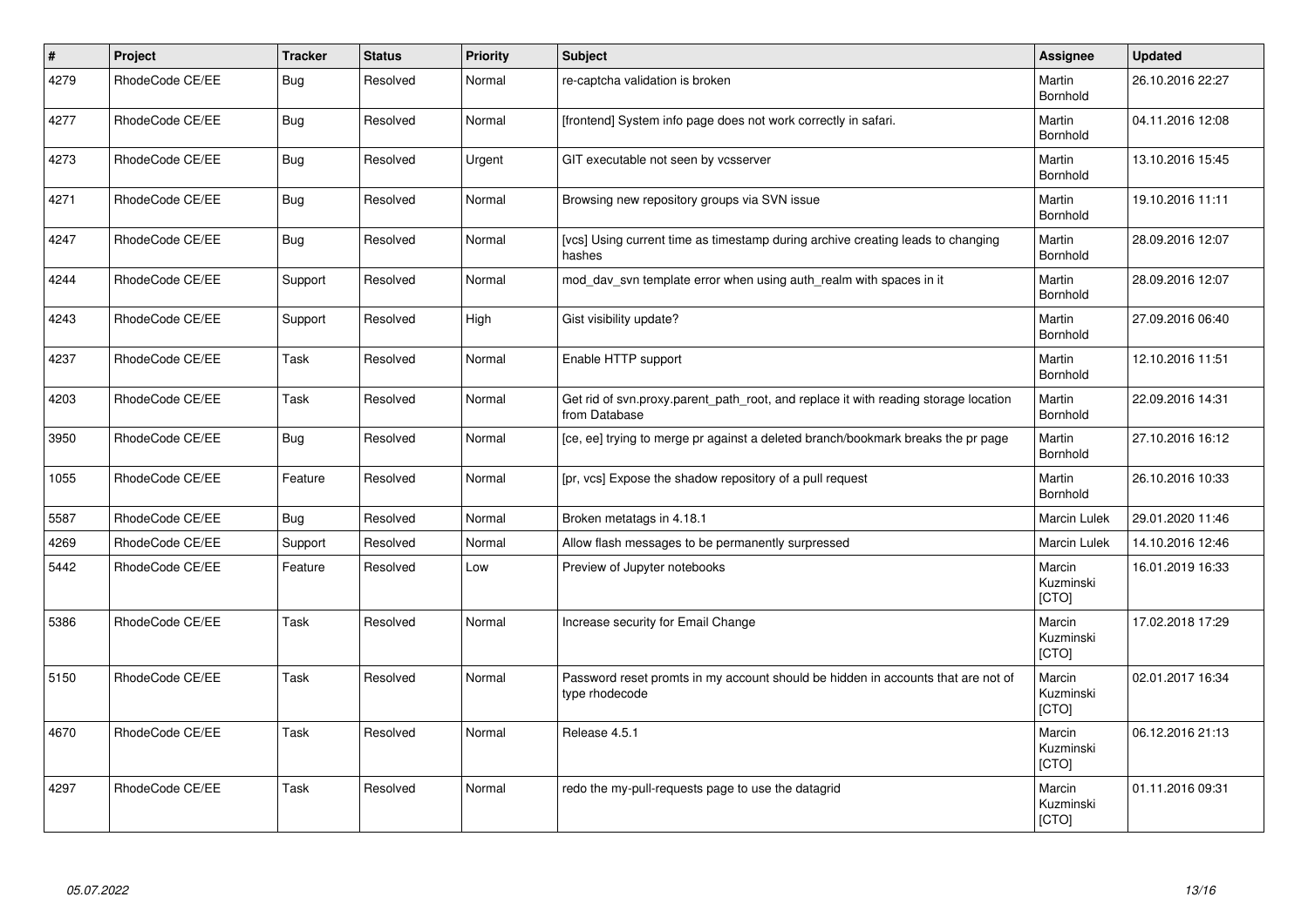| # | Project | Tracker | Status | Priority | Subject | Assignee | Updated |
|---|---|---|---|---|---|---|---|
| 4279 | RhodeCode CE/EE | Bug | Resolved | Normal | re-captcha validation is broken | Martin Bornhold | 26.10.2016 22:27 |
| 4277 | RhodeCode CE/EE | Bug | Resolved | Normal | [frontend] System info page does not work correctly in safari. | Martin Bornhold | 04.11.2016 12:08 |
| 4273 | RhodeCode CE/EE | Bug | Resolved | Urgent | GIT executable not seen by vcsserver | Martin Bornhold | 13.10.2016 15:45 |
| 4271 | RhodeCode CE/EE | Bug | Resolved | Normal | Browsing new repository groups via SVN issue | Martin Bornhold | 19.10.2016 11:11 |
| 4247 | RhodeCode CE/EE | Bug | Resolved | Normal | [vcs] Using current time as timestamp during archive creating leads to changing hashes | Martin Bornhold | 28.09.2016 12:07 |
| 4244 | RhodeCode CE/EE | Support | Resolved | Normal | mod_dav_svn template error when using auth_realm with spaces in it | Martin Bornhold | 28.09.2016 12:07 |
| 4243 | RhodeCode CE/EE | Support | Resolved | High | Gist visibility update? | Martin Bornhold | 27.09.2016 06:40 |
| 4237 | RhodeCode CE/EE | Task | Resolved | Normal | Enable HTTP support | Martin Bornhold | 12.10.2016 11:51 |
| 4203 | RhodeCode CE/EE | Task | Resolved | Normal | Get rid of svn.proxy.parent_path_root, and replace it with reading storage location from Database | Martin Bornhold | 22.09.2016 14:31 |
| 3950 | RhodeCode CE/EE | Bug | Resolved | Normal | [ce, ee] trying to merge pr against a deleted branch/bookmark breaks the pr page | Martin Bornhold | 27.10.2016 16:12 |
| 1055 | RhodeCode CE/EE | Feature | Resolved | Normal | [pr, vcs] Expose the shadow repository of a pull request | Martin Bornhold | 26.10.2016 10:33 |
| 5587 | RhodeCode CE/EE | Bug | Resolved | Normal | Broken metatags in 4.18.1 | Marcin Lulek | 29.01.2020 11:46 |
| 4269 | RhodeCode CE/EE | Support | Resolved | Normal | Allow flash messages to be permanently surpressed | Marcin Lulek | 14.10.2016 12:46 |
| 5442 | RhodeCode CE/EE | Feature | Resolved | Low | Preview of Jupyter notebooks | Marcin Kuzminski [CTO] | 16.01.2019 16:33 |
| 5386 | RhodeCode CE/EE | Task | Resolved | Normal | Increase security for Email Change | Marcin Kuzminski [CTO] | 17.02.2018 17:29 |
| 5150 | RhodeCode CE/EE | Task | Resolved | Normal | Password reset promts in my account should be hidden in accounts that are not of type rhodecode | Marcin Kuzminski [CTO] | 02.01.2017 16:34 |
| 4670 | RhodeCode CE/EE | Task | Resolved | Normal | Release 4.5.1 | Marcin Kuzminski [CTO] | 06.12.2016 21:13 |
| 4297 | RhodeCode CE/EE | Task | Resolved | Normal | redo the my-pull-requests page to use the datagrid | Marcin Kuzminski [CTO] | 01.11.2016 09:31 |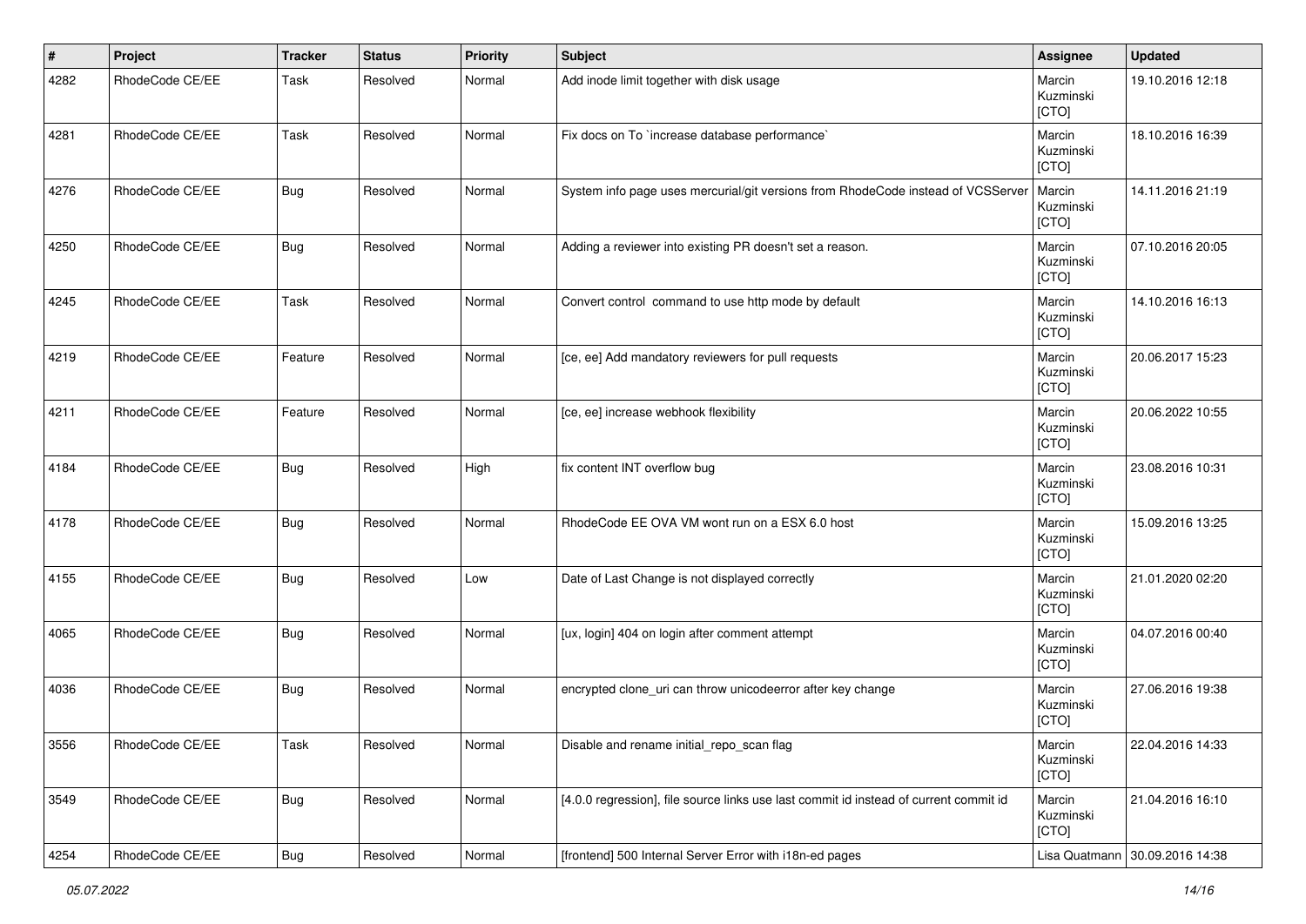| # | Project | Tracker | Status | Priority | Subject | Assignee | Updated |
|---|---|---|---|---|---|---|---|
| 4282 | RhodeCode CE/EE | Task | Resolved | Normal | Add inode limit together with disk usage | Marcin Kuzminski [CTO] | 19.10.2016 12:18 |
| 4281 | RhodeCode CE/EE | Task | Resolved | Normal | Fix docs on To `increase database performance` | Marcin Kuzminski [CTO] | 18.10.2016 16:39 |
| 4276 | RhodeCode CE/EE | Bug | Resolved | Normal | System info page uses mercurial/git versions from RhodeCode instead of VCSServer | Marcin Kuzminski [CTO] | 14.11.2016 21:19 |
| 4250 | RhodeCode CE/EE | Bug | Resolved | Normal | Adding a reviewer into existing PR doesn't set a reason. | Marcin Kuzminski [CTO] | 07.10.2016 20:05 |
| 4245 | RhodeCode CE/EE | Task | Resolved | Normal | Convert control command to use http mode by default | Marcin Kuzminski [CTO] | 14.10.2016 16:13 |
| 4219 | RhodeCode CE/EE | Feature | Resolved | Normal | [ce, ee] Add mandatory reviewers for pull requests | Marcin Kuzminski [CTO] | 20.06.2017 15:23 |
| 4211 | RhodeCode CE/EE | Feature | Resolved | Normal | [ce, ee] increase webhook flexibility | Marcin Kuzminski [CTO] | 20.06.2022 10:55 |
| 4184 | RhodeCode CE/EE | Bug | Resolved | High | fix content INT overflow bug | Marcin Kuzminski [CTO] | 23.08.2016 10:31 |
| 4178 | RhodeCode CE/EE | Bug | Resolved | Normal | RhodeCode EE OVA VM wont run on a ESX 6.0 host | Marcin Kuzminski [CTO] | 15.09.2016 13:25 |
| 4155 | RhodeCode CE/EE | Bug | Resolved | Low | Date of Last Change is not displayed correctly | Marcin Kuzminski [CTO] | 21.01.2020 02:20 |
| 4065 | RhodeCode CE/EE | Bug | Resolved | Normal | [ux, login] 404 on login after comment attempt | Marcin Kuzminski [CTO] | 04.07.2016 00:40 |
| 4036 | RhodeCode CE/EE | Bug | Resolved | Normal | encrypted clone_uri can throw unicodeerror after key change | Marcin Kuzminski [CTO] | 27.06.2016 19:38 |
| 3556 | RhodeCode CE/EE | Task | Resolved | Normal | Disable and rename initial_repo_scan flag | Marcin Kuzminski [CTO] | 22.04.2016 14:33 |
| 3549 | RhodeCode CE/EE | Bug | Resolved | Normal | [4.0.0 regression], file source links use last commit id instead of current commit id | Marcin Kuzminski [CTO] | 21.04.2016 16:10 |
| 4254 | RhodeCode CE/EE | Bug | Resolved | Normal | [frontend] 500 Internal Server Error with i18n-ed pages | Lisa Quatmann | 30.09.2016 14:38 |

*05.07.2022*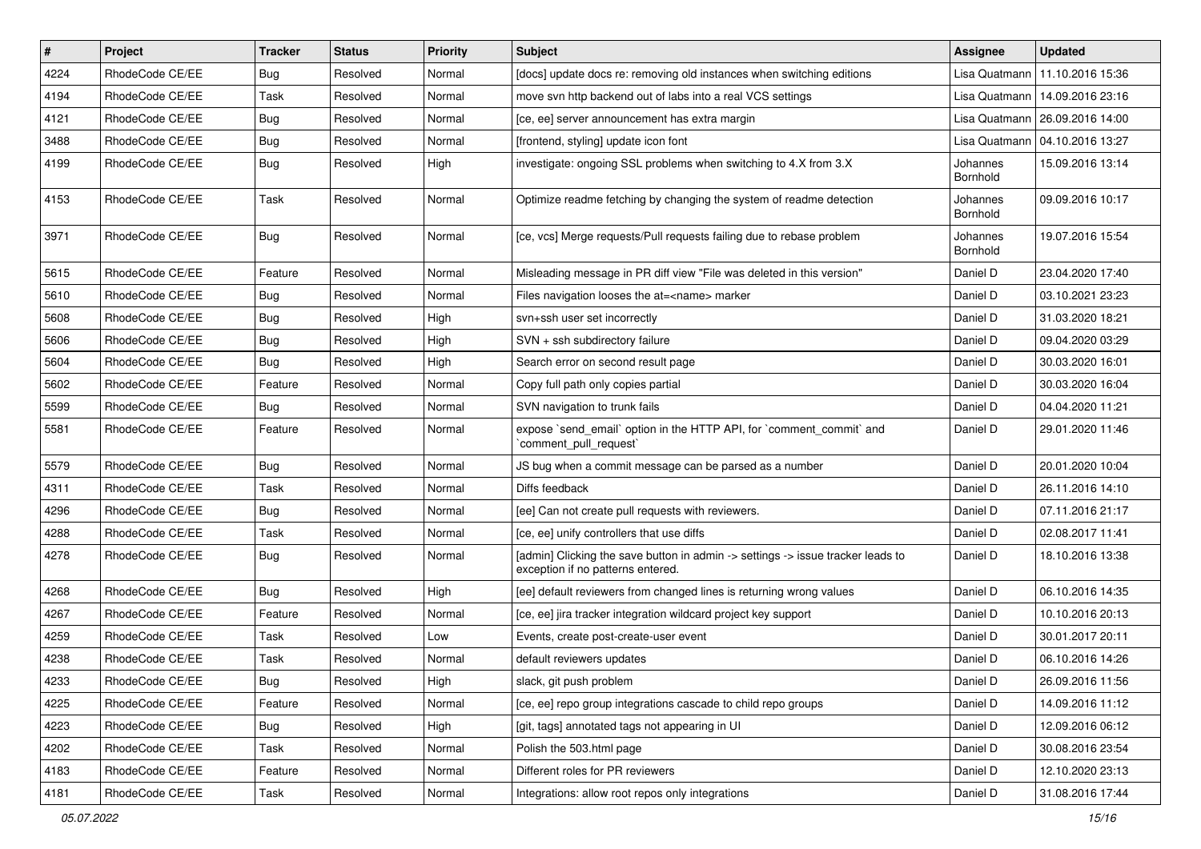| # | Project | Tracker | Status | Priority | Subject | Assignee | Updated |
|---|---|---|---|---|---|---|---|
| 4224 | RhodeCode CE/EE | Bug | Resolved | Normal | [docs] update docs re: removing old instances when switching editions | Lisa Quatmann | 11.10.2016 15:36 |
| 4194 | RhodeCode CE/EE | Task | Resolved | Normal | move svn http backend out of labs into a real VCS settings | Lisa Quatmann | 14.09.2016 23:16 |
| 4121 | RhodeCode CE/EE | Bug | Resolved | Normal | [ce, ee] server announcement has extra margin | Lisa Quatmann | 26.09.2016 14:00 |
| 3488 | RhodeCode CE/EE | Bug | Resolved | Normal | [frontend, styling] update icon font | Lisa Quatmann | 04.10.2016 13:27 |
| 4199 | RhodeCode CE/EE | Bug | Resolved | High | investigate: ongoing SSL problems when switching to 4.X from 3.X | Johannes Bornhold | 15.09.2016 13:14 |
| 4153 | RhodeCode CE/EE | Task | Resolved | Normal | Optimize readme fetching by changing the system of readme detection | Johannes Bornhold | 09.09.2016 10:17 |
| 3971 | RhodeCode CE/EE | Bug | Resolved | Normal | [ce, vcs] Merge requests/Pull requests failing due to rebase problem | Johannes Bornhold | 19.07.2016 15:54 |
| 5615 | RhodeCode CE/EE | Feature | Resolved | Normal | Misleading message in PR diff view "File was deleted in this version" | Daniel D | 23.04.2020 17:40 |
| 5610 | RhodeCode CE/EE | Bug | Resolved | Normal | Files navigation looses the at=<name> marker | Daniel D | 03.10.2021 23:23 |
| 5608 | RhodeCode CE/EE | Bug | Resolved | High | svn+ssh user set incorrectly | Daniel D | 31.03.2020 18:21 |
| 5606 | RhodeCode CE/EE | Bug | Resolved | High | SVN + ssh subdirectory failure | Daniel D | 09.04.2020 03:29 |
| 5604 | RhodeCode CE/EE | Bug | Resolved | High | Search error on second result page | Daniel D | 30.03.2020 16:01 |
| 5602 | RhodeCode CE/EE | Feature | Resolved | Normal | Copy full path only copies partial | Daniel D | 30.03.2020 16:04 |
| 5599 | RhodeCode CE/EE | Bug | Resolved | Normal | SVN navigation to trunk fails | Daniel D | 04.04.2020 11:21 |
| 5581 | RhodeCode CE/EE | Feature | Resolved | Normal | expose `send_email` option in the HTTP API, for `comment_commit` and `comment_pull_request` | Daniel D | 29.01.2020 11:46 |
| 5579 | RhodeCode CE/EE | Bug | Resolved | Normal | JS bug when a commit message can be parsed as a number | Daniel D | 20.01.2020 10:04 |
| 4311 | RhodeCode CE/EE | Task | Resolved | Normal | Diffs feedback | Daniel D | 26.11.2016 14:10 |
| 4296 | RhodeCode CE/EE | Bug | Resolved | Normal | [ee] Can not create pull requests with reviewers. | Daniel D | 07.11.2016 21:17 |
| 4288 | RhodeCode CE/EE | Task | Resolved | Normal | [ce, ee] unify controllers that use diffs | Daniel D | 02.08.2017 11:41 |
| 4278 | RhodeCode CE/EE | Bug | Resolved | Normal | [admin] Clicking the save button in admin -> settings -> issue tracker leads to exception if no patterns entered. | Daniel D | 18.10.2016 13:38 |
| 4268 | RhodeCode CE/EE | Bug | Resolved | High | [ee] default reviewers from changed lines is returning wrong values | Daniel D | 06.10.2016 14:35 |
| 4267 | RhodeCode CE/EE | Feature | Resolved | Normal | [ce, ee] jira tracker integration wildcard project key support | Daniel D | 10.10.2016 20:13 |
| 4259 | RhodeCode CE/EE | Task | Resolved | Low | Events, create post-create-user event | Daniel D | 30.01.2017 20:11 |
| 4238 | RhodeCode CE/EE | Task | Resolved | Normal | default reviewers updates | Daniel D | 06.10.2016 14:26 |
| 4233 | RhodeCode CE/EE | Bug | Resolved | High | slack, git push problem | Daniel D | 26.09.2016 11:56 |
| 4225 | RhodeCode CE/EE | Feature | Resolved | Normal | [ce, ee] repo group integrations cascade to child repo groups | Daniel D | 14.09.2016 11:12 |
| 4223 | RhodeCode CE/EE | Bug | Resolved | High | [git, tags] annotated tags not appearing in UI | Daniel D | 12.09.2016 06:12 |
| 4202 | RhodeCode CE/EE | Task | Resolved | Normal | Polish the 503.html page | Daniel D | 30.08.2016 23:54 |
| 4183 | RhodeCode CE/EE | Feature | Resolved | Normal | Different roles for PR reviewers | Daniel D | 12.10.2020 23:13 |
| 4181 | RhodeCode CE/EE | Task | Resolved | Normal | Integrations: allow root repos only integrations | Daniel D | 31.08.2016 17:44 |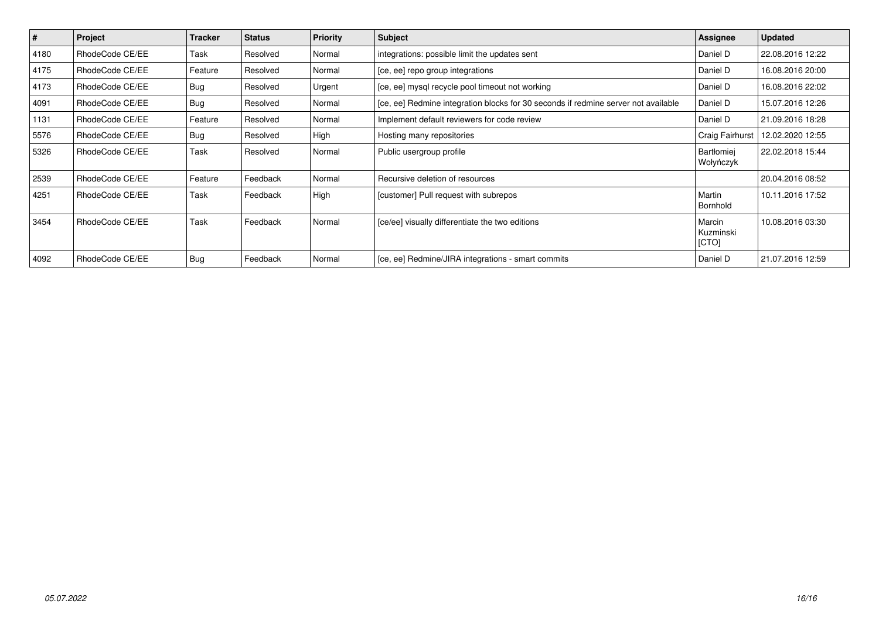| # | Project | Tracker | Status | Priority | Subject | Assignee | Updated |
|---|---|---|---|---|---|---|---|
| 4180 | RhodeCode CE/EE | Task | Resolved | Normal | integrations: possible limit the updates sent | Daniel D | 22.08.2016 12:22 |
| 4175 | RhodeCode CE/EE | Feature | Resolved | Normal | [ce, ee] repo group integrations | Daniel D | 16.08.2016 20:00 |
| 4173 | RhodeCode CE/EE | Bug | Resolved | Urgent | [ce, ee] mysql recycle pool timeout not working | Daniel D | 16.08.2016 22:02 |
| 4091 | RhodeCode CE/EE | Bug | Resolved | Normal | [ce, ee] Redmine integration blocks for 30 seconds if redmine server not available | Daniel D | 15.07.2016 12:26 |
| 1131 | RhodeCode CE/EE | Feature | Resolved | Normal | Implement default reviewers for code review | Daniel D | 21.09.2016 18:28 |
| 5576 | RhodeCode CE/EE | Bug | Resolved | High | Hosting many repositories | Craig Fairhurst | 12.02.2020 12:55 |
| 5326 | RhodeCode CE/EE | Task | Resolved | Normal | Public usergroup profile | Bartłomiej Wołyńczyk | 22.02.2018 15:44 |
| 2539 | RhodeCode CE/EE | Feature | Feedback | Normal | Recursive deletion of resources | | 20.04.2016 08:52 |
| 4251 | RhodeCode CE/EE | Task | Feedback | High | [customer] Pull request with subrepos | Martin Bornhold | 10.11.2016 17:52 |
| 3454 | RhodeCode CE/EE | Task | Feedback | Normal | [ce/ee] visually differentiate the two editions | Marcin Kuzminski [CTO] | 10.08.2016 03:30 |
| 4092 | RhodeCode CE/EE | Bug | Feedback | Normal | [ce, ee] Redmine/JIRA integrations - smart commits | Daniel D | 21.07.2016 12:59 |